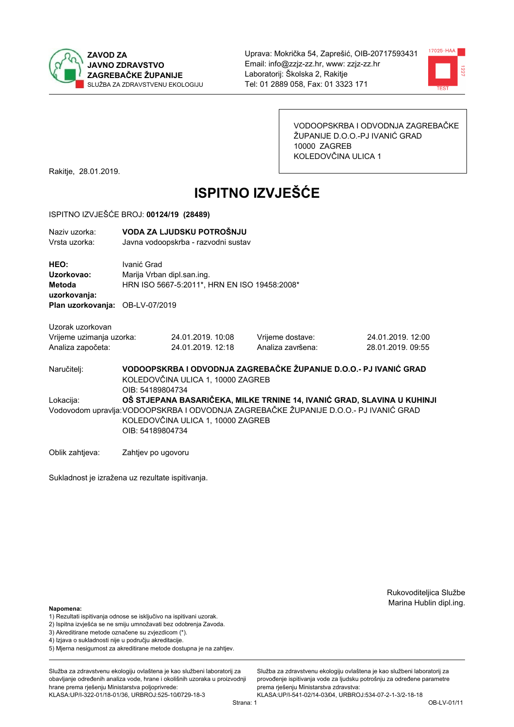**ZAVOD ZA JAVNO ZDRAVSTVO ZAGREBAČKE ŽUPANIJE**
SLUŽBA ZA ZDRAVSTVENU EKOLOGIJU

Uprava: Mokrička 54, Zaprešić, OIB-20717593431
Email: info@zzjz-zz.hr, www: zzjz-zz.hr
Laboratorij: Školska 2, Rakitje
Tel: 01 2889 058, Fax: 01 3323 171

VODOOPSKRBA I ODVODNJA ZAGREBAČKE ŽUPANIJE D.O.O.-PJ IVANIĆ GRAD
10000 ZAGREB
KOLEDOVČINA ULICA 1

Rakitje, 28.01.2019.

# ISPITNO IZVJEŠĆE

ISPITNO IZVJEŠĆE BROJ: **00124/19 (28489)**

Naziv uzorka: **VODA ZA LJUDSKU POTROŠNJU**
Vrsta uzorka: Javna vodoopskrba - razvodni sustav

**HEO:** Ivanić Grad
**Uzorkovao:** Marija Vrban dipl.san.ing.
**Metoda uzorkovanja:** HRN ISO 5667-5:2011*, HRN EN ISO 19458:2008*
**Plan uzorkovanja:** OB-LV-07/2019

Uzorak uzorkovan

| | | | |
|---|---|---|---|
| Vrijeme uzimanja uzorka: | 24.01.2019. 10:08 | Vrijeme dostave: | 24.01.2019. 12:00 |
| Analiza započeta: | 24.01.2019. 12:18 | Analiza završena: | 28.01.2019. 09:55 |

Naručitelj: **VODOOPSKRBA I ODVODNJA ZAGREBAČKE ŽUPANIJE D.O.O.- PJ IVANIĆ GRAD**
KOLEDOVČINA ULICA 1, 10000 ZAGREB
OIB: 54189804734

Lokacija: **OŠ STJEPANA BASARIČEKA, MILKE TRNINE 14, IVANIĆ GRAD, SLAVINA U KUHINJI**

Vodovodom upravlja: VODOOPSKRBA I ODVODNJA ZAGREBAČKE ŽUPANIJE D.O.O.- PJ IVANIĆ GRAD
KOLEDOVČINA ULICA 1, 10000 ZAGREB
OIB: 54189804734

Oblik zahtjeva: Zahtjev po ugovoru

Sukladnost je izražena uz rezultate ispitivanja.

Rukoviteljica Službe
Marina Hublin dipl.ing.

**Napomena:**
1) Rezultati ispitivanja odnose se isključivo na ispitivani uzorak.
2) Ispitna izvješća se ne smiju umnožavati bez odobrenja Zavoda.
3) Akreditirane metode označene su zvjezdicom (*).
4) Izjava o sukladnosti nije u području akreditacije.
5) Mjerna nesigurnost za akreditirane metode dostupna je na zahtjev.

Služba za zdravstvenu ekologiju ovlaštena je kao službeni laboratorij za obavljanje određenih analiza vode, hrane i okolišnih uzoraka u proizvodnji hrane prema rješenju Ministarstva poljoprivrede: KLASA:UP/I-322-01/18-01/36, URBROJ:525-10/0729-18-3

Služba za zdravstvenu ekologiju ovlaštena je kao službeni laboratorij za provođenje ispitivanja vode za ljudsku potrošnju za određene parametre prema rješenju Ministarstva zdravstva: KLASA:UP/I-541-02/14-03/04, URBROJ:534-07-2-1-3/2-18-18

OB-LV-01/11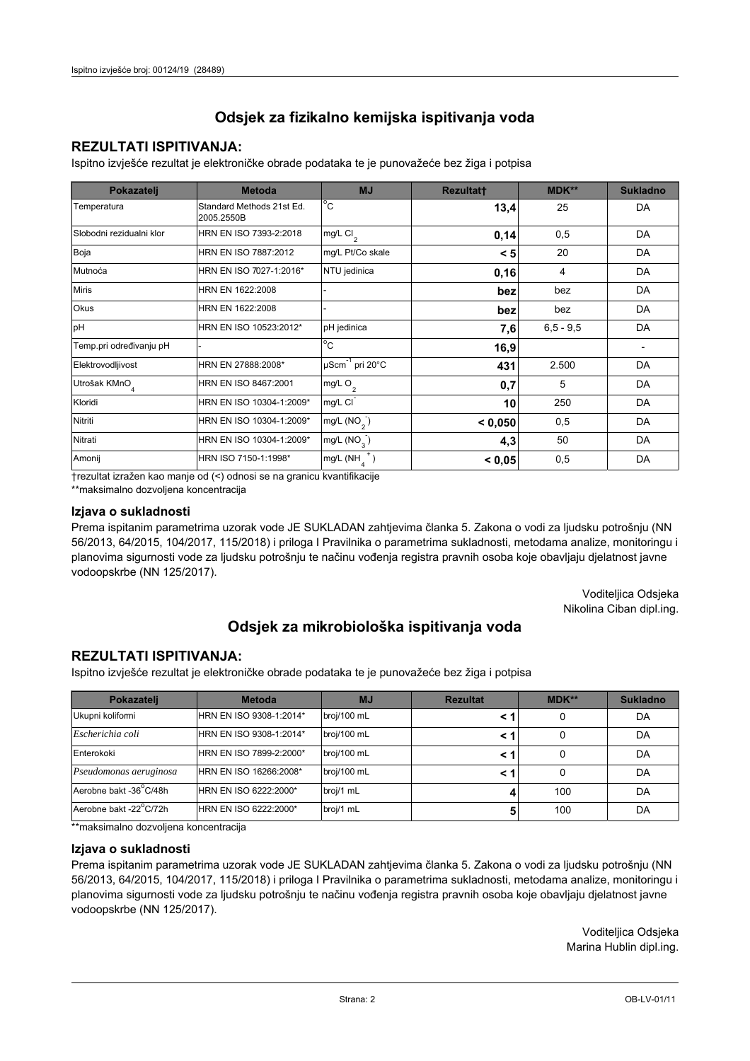# Odsjek za fizikalno kemijska ispitivanja voda

## REZULTATI ISPITIVANJA:

Ispitno izvješće rezultat je elektroničke obrade podataka te je punovažeće bez žiga i potpisa

| Pokazatelj | Metoda | MJ | Rezultat† | MDK** | Sukladno |
|---|---|---|---|---|---|
| Temperatura | Standard Methods 21st Ed. 2005.2550B | $^{o}C$ | **13,4** | 25 | DA |
| Slobodni rezidualni klor | HRN EN ISO 7393-2:2018 | mg/L $Cl_2$ | **0,14** | 0,5 | DA |
| Boja | HRN EN ISO 7887:2012 | mg/L Pt/Co skale | **< 5** | 20 | DA |
| Mutnoća | HRN EN ISO 7027-1:2016* | NTU jedinica | **0,16** | 4 | DA |
| Miris | HRN EN 1622:2008 | - | **bez** | bez | DA |
| Okus | HRN EN 1622:2008 | - | **bez** | bez | DA |
| pH | HRN EN ISO 10523:2012* | pH jedinica | **7,6** | 6,5 - 9,5 | DA |
| Temp.pri određivanju pH | - | $^{o}C$ | **16,9** | | - |
| Elektrovodljivost | HRN EN 27888:2008* | $\mu Scm^{-1}$ pri 20°C | **431** | 2.500 | DA |
| Utrošak $KMnO_4$ | HRN EN ISO 8467:2001 | mg/L $O_2$ | **0,7** | 5 | DA |
| Kloridi | HRN EN ISO 10304-1:2009* | mg/L $Cl^-$ | **10** | 250 | DA |
| Nitriti | HRN EN ISO 10304-1:2009* | mg/L ($NO_2^-$) | **< 0,050** | 0,5 | DA |
| Nitrati | HRN EN ISO 10304-1:2009* | mg/L ($NO_3^-$) | **4,3** | 50 | DA |
| Amonij | HRN ISO 7150-1:1998* | mg/L ($NH_4^+$) | **< 0,05** | 0,5 | DA |

†rezultat izražen kao manje od (<) odnosi se na granicu kvantifikacije

**maksimalno dozvoljena koncentracija

### Izjava o sukladnosti

Prema ispitanim parametrima uzorak vode JE SUKLADAN zahtjevima članka 5. Zakona o vodi za ljudsku potrošnju (NN 56/2013, 64/2015, 104/2017, 115/2018) i priloga I Pravilnika o parametrima sukladnosti, metodama analize, monitoringu i planovima sigurnosti vode za ljudsku potrošnju te načinu vođenja registra pravnih osoba koje obavljaju djelatnost javne vodoopskrbe (NN 125/2017).

Voditeljica Odsjeka
Nikolina Ciban dipl.ing.

# Odsjek za mikrobiološka ispitivanja voda

## REZULTATI ISPITIVANJA:

Ispitno izvješće rezultat je elektroničke obrade podataka te je punovažeće bez žiga i potpisa

| Pokazatelj | Metoda | MJ | Rezultat | MDK** | Sukladno |
|---|---|---|---|---|---|
| Ukupni koliformi | HRN EN ISO 9308-1:2014* | broj/100 mL | **< 1** | 0 | DA |
| *Escherichia coli* | HRN EN ISO 9308-1:2014* | broj/100 mL | **< 1** | 0 | DA |
| Enterokoki | HRN EN ISO 7899-2:2000* | broj/100 mL | **< 1** | 0 | DA |
| *Pseudomonas aeruginosa* | HRN EN ISO 16266:2008* | broj/100 mL | **< 1** | 0 | DA |
| Aerobne bakt -36°C/48h | HRN EN ISO 6222:2000* | broj/1 mL | **4** | 100 | DA |
| Aerobne bakt -22°C/72h | HRN EN ISO 6222:2000* | broj/1 mL | **5** | 100 | DA |

**maksimalno dozvoljena koncentracija

### Izjava o sukladnosti

Prema ispitanim parametrima uzorak vode JE SUKLADAN zahtjevima članka 5. Zakona o vodi za ljudsku potrošnju (NN 56/2013, 64/2015, 104/2017, 115/2018) i priloga I Pravilnika o parametrima sukladnosti, metodama analize, monitoringu i planovima sigurnosti vode za ljudsku potrošnju te načinu vođenja registra pravnih osoba koje obavljaju djelatnost javne vodoopskrbe (NN 125/2017).

Voditeljica Odsjeka
Marina Hublin dipl.ing.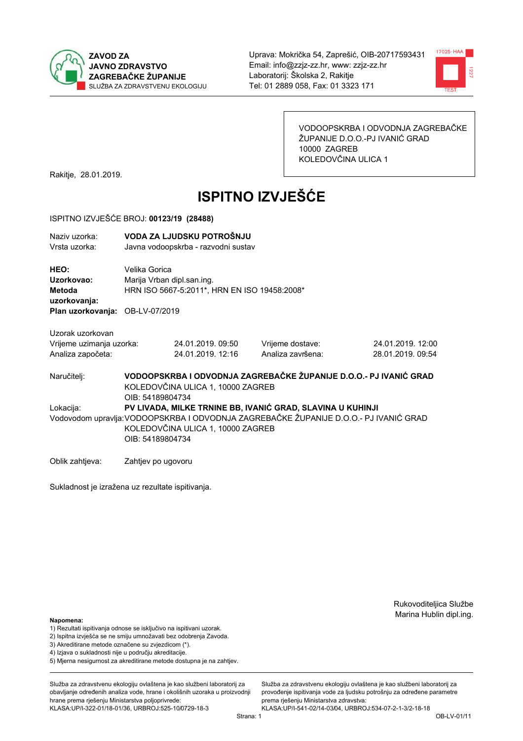**ZAVOD ZA JAVNO ZDRAVSTVO ZAGREBAČKE ŽUPANIJE**
SLUŽBA ZA ZDRAVSTVENU EKOLOGIJU

Uprava: Mokrička 54, Zaprešić, OIB-20717593431
Email: info@zzjz-zz.hr, www: zzjz-zz.hr
Laboratorij: Školska 2, Rakitje
Tel: 01 2889 058, Fax: 01 3323 171

VODOOPSKRBA I ODVODNJA ZAGREBAČKE ŽUPANIJE D.O.O.-PJ IVANIĆ GRAD
10000 ZAGREB
KOLEDOVČINA ULICA 1

Rakitje, 28.01.2019.

# ISPITNO IZVJEŠĆE

ISPITNO IZVJEŠĆE BROJ: **00123/19 (28488)**

| | |
|---|---|
| Naziv uzorka: | **VODA ZA LJUDSKU POTROŠNJU** |
| Vrsta uzorka: | Javna vodoopskrba - razvodni sustav |

| | |
|---|---|
| **HEO:** | Velika Gorica |
| **Uzorkovao:** | Marija Vrban dipl.san.ing. |
| **Metoda uzorkovanja:** | HRN ISO 5667-5:2011*, HRN EN ISO 19458:2008* |
| **Plan uzorkovanja:** | OB-LV-07/2019 |

Uzorak uzorkovan

| | | | |
|---|---|---|---|
| Vrijeme uzimanja uzorka: | 24.01.2019. 09:50 | Vrijeme dostave: | 24.01.2019. 12:00 |
| Analiza započeta: | 24.01.2019. 12:16 | Analiza završena: | 28.01.2019. 09:54 |

Naručitelj: **VODOOPSKRBA I ODVODNJA ZAGREBAČKE ŽUPANIJE D.O.O.- PJ IVANIĆ GRAD**
KOLEDOVČINA ULICA 1, 10000 ZAGREB
OIB: 54189804734

Lokacija: **PV LIVADA, MILKE TRNINE BB, IVANIĆ GRAD, SLAVINA U KUHINJI**

Vodovodom upravlja: VODOOPSKRBA I ODVODNJA ZAGREBAČKE ŽUPANIJE D.O.O.- PJ IVANIĆ GRAD
KOLEDOVČINA ULICA 1, 10000 ZAGREB
OIB: 54189804734

Oblik zahtjeva: Zahtjev po ugovoru

Sukladnost je izražena uz rezultate ispitivanja.

Rukovoditeljica Službe
Marina Hublin dipl.ing.

**Napomena:**
1) Rezultati ispitivanja odnose se isključivo na ispitivani uzorak.
2) Ispitna izvješća se ne smiju umnožavati bez odobrenja Zavoda.
3) Akreditirane metode označene su zvjezdicom (*).
4) Izjava o sukladnosti nije u području akreditacije.
5) Mjerna nesigurnost za akreditirane metode dostupna je na zahtjev.

Služba za zdravstvenu ekologiju ovlaštena je kao službeni laboratorij za obavljanje određenih analiza vode, hrane i okolišnih uzoraka u proizvodnji hrane prema rješenju Ministarstva poljoprivrede: KLASA:UP/I-322-01/18-01/36, URBROJ:525-10/0729-18-3

Služba za zdravstvenu ekologiju ovlaštena je kao službeni laboratorij za provođenje ispitivanja vode za ljudsku potrošnju za određene parametre prema rješenju Ministarstva zdravstva: KLASA:UP/I-541-02/14-03/04, URBROJ:534-07-2-1-3/2-18-18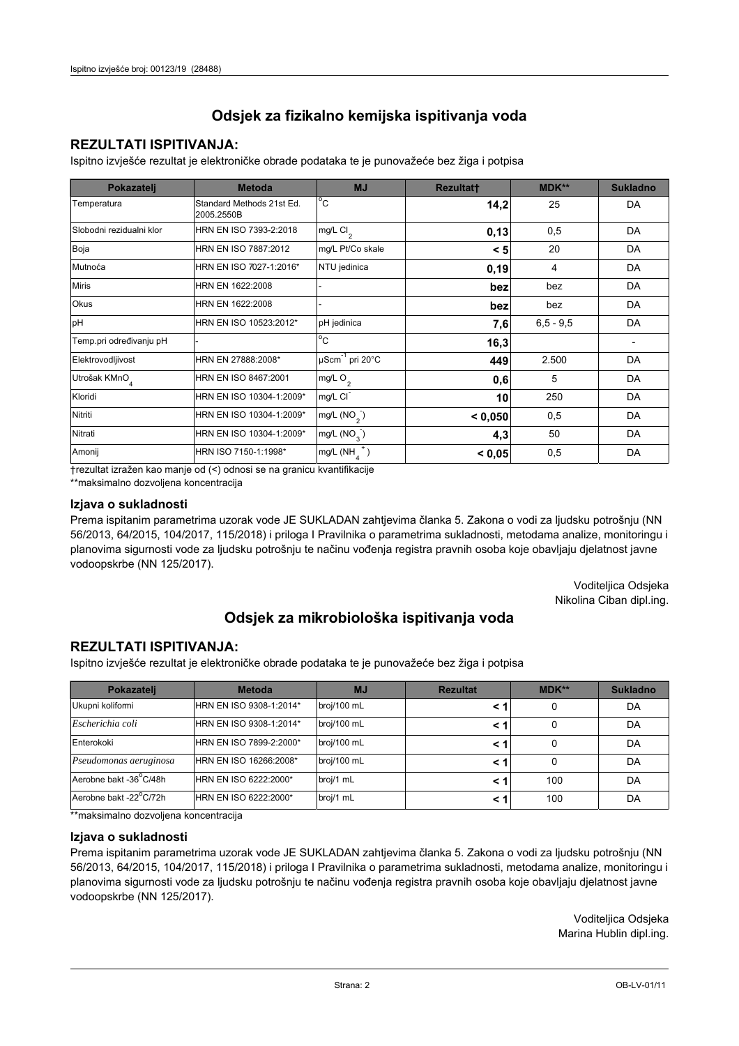# Odsjek za fizikalno kemijska ispitivanja voda

## REZULTATI ISPITIVANJA:

Ispitno izvješće rezultat je elektroničke obrade podataka te je punovažeće bez žiga i potpisa

| Pokazatelj | Metoda | MJ | Rezultat† | MDK** | Sukladno |
|---|---|---|---|---|---|
| Temperatura | Standard Methods 21st Ed. 2005.2550B | °C | **14,2** | 25 | DA |
| Slobodni rezidualni klor | HRN EN ISO 7393-2:2018 | mg/L $Cl_2$ | **0,13** | 0,5 | DA |
| Boja | HRN EN ISO 7887:2012 | mg/L Pt/Co skale | **< 5** | 20 | DA |
| Mutnoća | HRN EN ISO 7027-1:2016* | NTU jedinica | **0,19** | 4 | DA |
| Miris | HRN EN 1622:2008 | - | **bez** | bez | DA |
| Okus | HRN EN 1622:2008 | - | **bez** | bez | DA |
| pH | HRN EN ISO 10523:2012* | pH jedinica | **7,6** | 6,5 - 9,5 | DA |
| Temp.pri određivanju pH | - | °C | **16,3** | | - |
| Elektrovodljivost | HRN EN 27888:2008* | $\mu Scm^{-1}$ pri 20°C | **449** | 2.500 | DA |
| Utrošak $KMnO_4$ | HRN EN ISO 8467:2001 | mg/L $O_2$ | **0,6** | 5 | DA |
| Kloridi | HRN EN ISO 10304-1:2009* | mg/L $Cl^-$ | **10** | 250 | DA |
| Nitriti | HRN EN ISO 10304-1:2009* | mg/L ($NO_2^-$) | **< 0,050** | 0,5 | DA |
| Nitrati | HRN EN ISO 10304-1:2009* | mg/L ($NO_3^-$) | **4,3** | 50 | DA |
| Amonij | HRN ISO 7150-1:1998* | mg/L ($NH_4^+$) | **< 0,05** | 0,5 | DA |

†rezultat izražen kao manje od (<) odnosi se na granicu kvantifikacije

**maksimalno dozvoljena koncentracija

### Izjava o sukladnosti

Prema ispitanim parametrima uzorak vode JE SUKLADAN zahtjevima članka 5. Zakona o vodi za ljudsku potrošnju (NN 56/2013, 64/2015, 104/2017, 115/2018) i priloga I Pravilnika o parametrima sukladnosti, metodama analize, monitoringu i planovima sigurnosti vode za ljudsku potrošnju te načinu vođenja registra pravnih osoba koje obavljaju djelatnost javne vodoopskrbe (NN 125/2017).

Voditeljica Odsjeka
Nikolina Ciban dipl.ing.

# Odsjek za mikrobiološka ispitivanja voda

## REZULTATI ISPITIVANJA:

Ispitno izvješće rezultat je elektroničke obrade podataka te je punovažeće bez žiga i potpisa

| Pokazatelj | Metoda | MJ | Rezultat | MDK** | Sukladno |
|---|---|---|---|---|---|
| Ukupni koliformi | HRN EN ISO 9308-1:2014* | broj/100 mL | **< 1** | 0 | DA |
| *Escherichia coli* | HRN EN ISO 9308-1:2014* | broj/100 mL | **< 1** | 0 | DA |
| Enterokoki | HRN EN ISO 7899-2:2000* | broj/100 mL | **< 1** | 0 | DA |
| *Pseudomonas aeruginosa* | HRN EN ISO 16266:2008* | broj/100 mL | **< 1** | 0 | DA |
| Aerobne bakt -36°C/48h | HRN EN ISO 6222:2000* | broj/1 mL | **< 1** | 100 | DA |
| Aerobne bakt -22°C/72h | HRN EN ISO 6222:2000* | broj/1 mL | **< 1** | 100 | DA |

**maksimalno dozvoljena koncentracija

### Izjava o sukladnosti

Prema ispitanim parametrima uzorak vode JE SUKLADAN zahtjevima članka 5. Zakona o vodi za ljudsku potrošnju (NN 56/2013, 64/2015, 104/2017, 115/2018) i priloga I Pravilnika o parametrima sukladnosti, metodama analize, monitoringu i planovima sigurnosti vode za ljudsku potrošnju te načinu vođenja registra pravnih osoba koje obavljaju djelatnost javne vodoopskrbe (NN 125/2017).

Voditeljica Odsjeka
Marina Hublin dipl.ing.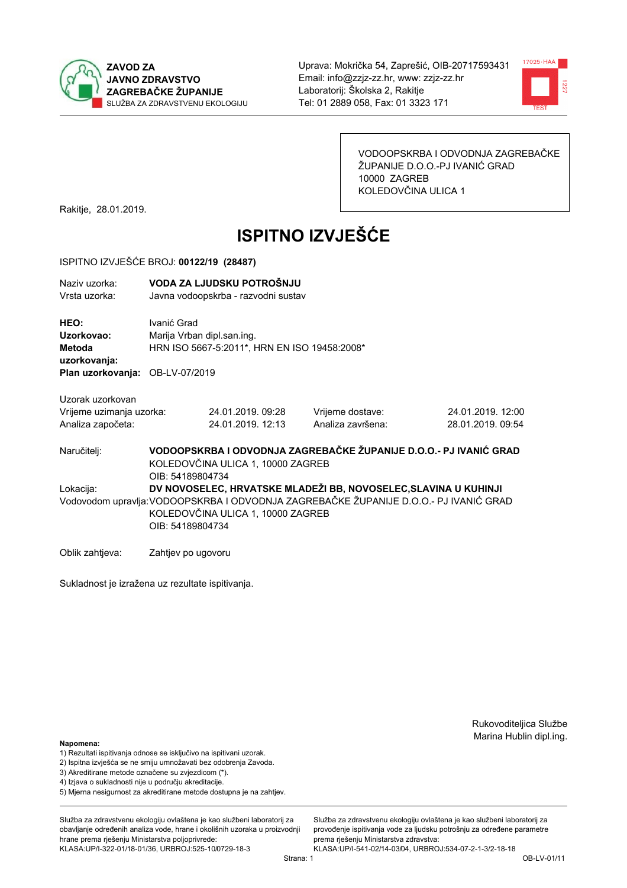ZAVOD ZA
JAVNO ZDRAVSTVO
ZAGREBAČKE ŽUPANIJE
SLUŽBA ZA ZDRAVSTVENU EKOLOGIJU

Uprava: Mokrička 54, Zaprešić, OIB-20717593431
Email: info@zzjz-zz.hr, www: zzjz-zz.hr
Laboratorij: Školska 2, Rakitje
Tel: 01 2889 058, Fax: 01 3323 171

VODOOPSKRBA I ODVODNJA ZAGREBAČKE ŽUPANIJE D.O.O.-PJ IVANIĆ GRAD
10000 ZAGREB
KOLEDOVČINA ULICA 1

Rakitje, 28.01.2019.

# ISPITNO IZVJEŠĆE

ISPITNO IZVJEŠĆE BROJ: **00122/19 (28487)**

Naziv uzorka: **VODA ZA LJUDSKU POTROŠNJU**
Vrsta uzorka: Javna vodoopskrba - razvodni sustav

**HEO:** Ivanić Grad
**Uzorkovao:** Marija Vrban dipl.san.ing.
**Metoda uzorkovanja:** HRN ISO 5667-5:2011*, HRN EN ISO 19458:2008*
**Plan uzorkovanja:** OB-LV-07/2019

Uzorak uzorkovan

| | | | |
|---|---|---|---|
| Vrijeme uzimanja uzorka: | 24.01.2019. 09:28 | Vrijeme dostave: | 24.01.2019. 12:00 |
| Analiza započeta: | 24.01.2019. 12:13 | Analiza završena: | 28.01.2019. 09:54 |

Naručitelj: **VODOOPSKRBA I ODVODNJA ZAGREBAČKE ŽUPANIJE D.O.O.- PJ IVANIĆ GRAD**
KOLEDOVČINA ULICA 1, 10000 ZAGREB
OIB: 54189804734

Lokacija: **DV NOVOSELEC, HRVATSKE MLADEŽI BB, NOVOSELEC,SLAVINA U KUHINJI**

Vodovodom upravlja: VODOOPSKRBA I ODVODNJA ZAGREBAČKE ŽUPANIJE D.O.O.- PJ IVANIĆ GRAD
KOLEDOVČINA ULICA 1, 10000 ZAGREB
OIB: 54189804734

Oblik zahtjeva: Zahtjev po ugovoru

Sukladnost je izražena uz rezultate ispitivanja.

Rukovoditeljica Službe
Marina Hublin dipl.ing.

**Napomena:**
1) Rezultati ispitivanja odnose se isključivo na ispitivani uzorak.
2) Ispitna izvješća se ne smiju umnožavati bez odobrenja Zavoda.
3) Akreditirane metode označene su zvjezdicom (*).
4) Izjava o sukladnosti nije u području akreditacije.
5) Mjerna nesigurnost za akreditirane metode dostupna je na zahtjev.

Služba za zdravstvenu ekologiju ovlaštena je kao službeni laboratorij za obavljanje određenih analiza vode, hrane i okolišnih uzoraka u proizvodnji hrane prema rješenju Ministarstva poljoprivrede:
KLASA:UP/I-322-01/18-01/36, URBROJ:525-10/0729-18-3

Služba za zdravstvenu ekologiju ovlaštena je kao službeni laboratorij za provođenje ispitivanja vode za ljudsku potrošnju za određene parametre prema rješenju Ministarstva zdravstva:
KLASA:UP/I-541-02/14-03/04, URBROJ:534-07-2-1-3/2-18-18

OB-LV-01/11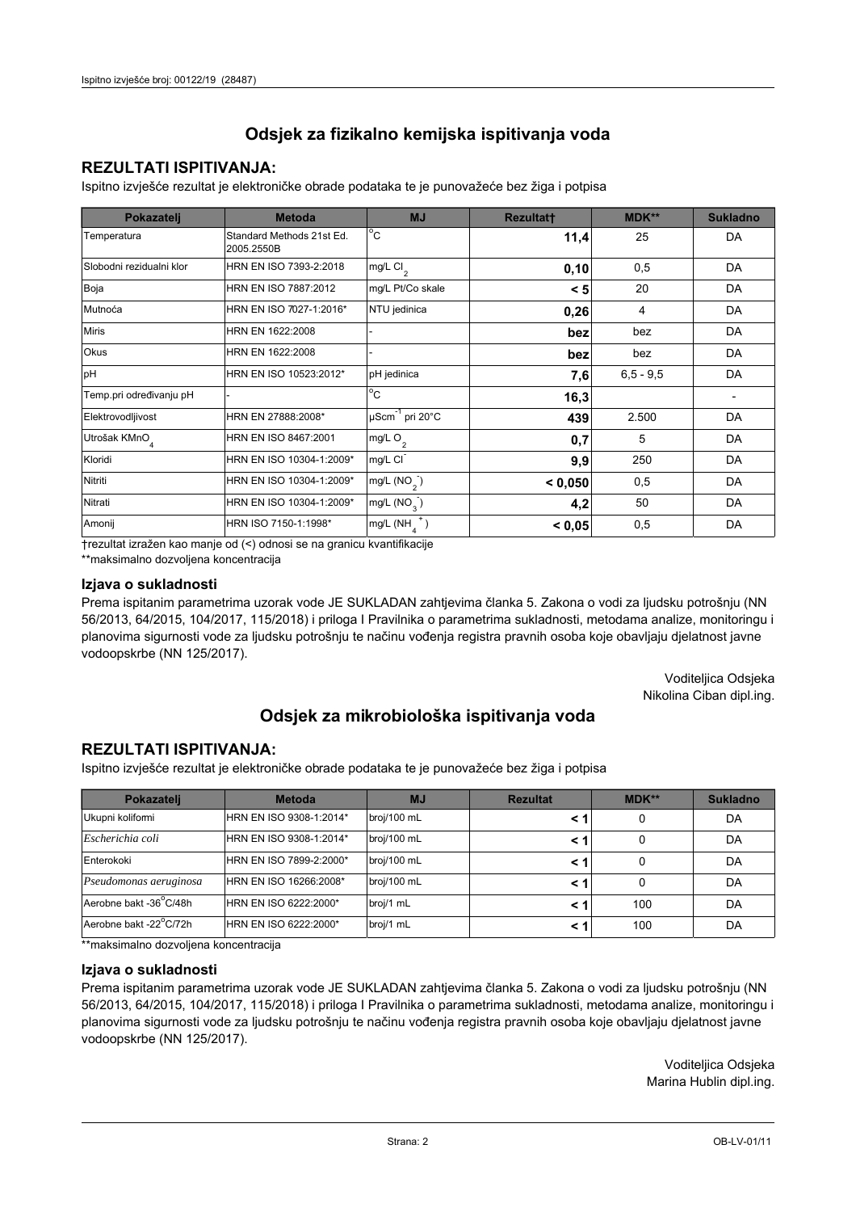## Odsjek za fizikalno kemijska ispitivanja voda

### REZULTATI ISPITIVANJA:

Ispitno izvješće rezultat je elektroničke obrade podataka te je punovažeće bez žiga i potpisa

| Pokazatelj | Metoda | MJ | Rezultat† | MDK** | Sukladno |
|---|---|---|---|---|---|
| Temperatura | Standard Methods 21st Ed. 2005.2550B | °C | **11,4** | 25 | DA |
| Slobodni rezidualni klor | HRN EN ISO 7393-2:2018 | mg/L $Cl_2$ | **0,10** | 0,5 | DA |
| Boja | HRN EN ISO 7887:2012 | mg/L Pt/Co skale | **< 5** | 20 | DA |
| Mutnoća | HRN EN ISO 7027-1:2016* | NTU jedinica | **0,26** | 4 | DA |
| Miris | HRN EN 1622:2008 | - | **bez** | bez | DA |
| Okus | HRN EN 1622:2008 | - | **bez** | bez | DA |
| pH | HRN EN ISO 10523:2012* | pH jedinica | **7,6** | 6,5 - 9,5 | DA |
| Temp.pri određivanju pH | - | °C | **16,3** | | - |
| Elektrovodljivost | HRN EN 27888:2008* | $\mu Scm^{-1}$ pri 20°C | **439** | 2.500 | DA |
| Utrošak $KMnO_4$ | HRN EN ISO 8467:2001 | mg/L $O_2$ | **0,7** | 5 | DA |
| Kloridi | HRN EN ISO 10304-1:2009* | mg/L $Cl^-$ | **9,9** | 250 | DA |
| Nitriti | HRN EN ISO 10304-1:2009* | mg/L ($NO_2^-$) | **< 0,050** | 0,5 | DA |
| Nitrati | HRN EN ISO 10304-1:2009* | mg/L ($NO_3^-$) | **4,2** | 50 | DA |
| Amonij | HRN ISO 7150-1:1998* | mg/L ($NH_4^+$) | **< 0,05** | 0,5 | DA |

†rezultat izražen kao manje od (<) odnosi se na granicu kvantifikacije

**maksimalno dozvoljena koncentracija

### Izjava o sukladnosti

Prema ispitanim parametrima uzorak vode JE SUKLADAN zahtjevima članka 5. Zakona o vodi za ljudsku potrošnju (NN 56/2013, 64/2015, 104/2017, 115/2018) i priloga I Pravilnika o parametrima sukladnosti, metodama analize, monitoringu i planovima sigurnosti vode za ljudsku potrošnju te načinu vođenja registra pravnih osoba koje obavljaju djelatnost javne vodoopskrbe (NN 125/2017).

Voditeljica Odsjeka
Nikolina Ciban dipl.ing.

## Odsjek za mikrobiološka ispitivanja voda

### REZULTATI ISPITIVANJA:

Ispitno izvješće rezultat je elektroničke obrade podataka te je punovažeće bez žiga i potpisa

| Pokazatelj | Metoda | MJ | Rezultat | MDK** | Sukladno |
|---|---|---|---|---|---|
| Ukupni koliformi | HRN EN ISO 9308-1:2014* | broj/100 mL | **< 1** | 0 | DA |
| *Escherichia coli* | HRN EN ISO 9308-1:2014* | broj/100 mL | **< 1** | 0 | DA |
| Enterokoki | HRN EN ISO 7899-2:2000* | broj/100 mL | **< 1** | 0 | DA |
| *Pseudomonas aeruginosa* | HRN EN ISO 16266:2008* | broj/100 mL | **< 1** | 0 | DA |
| Aerobne bakt -36°C/48h | HRN EN ISO 6222:2000* | broj/1 mL | **< 1** | 100 | DA |
| Aerobne bakt -22°C/72h | HRN EN ISO 6222:2000* | broj/1 mL | **< 1** | 100 | DA |

**maksimalno dozvoljena koncentracija

### Izjava o sukladnosti

Prema ispitanim parametrima uzorak vode JE SUKLADAN zahtjevima članka 5. Zakona o vodi za ljudsku potrošnju (NN 56/2013, 64/2015, 104/2017, 115/2018) i priloga I Pravilnika o parametrima sukladnosti, metodama analize, monitoringu i planovima sigurnosti vode za ljudsku potrošnju te načinu vođenja registra pravnih osoba koje obavljaju djelatnost javne vodoopskrbe (NN 125/2017).

Voditeljica Odsjeka
Marina Hublin dipl.ing.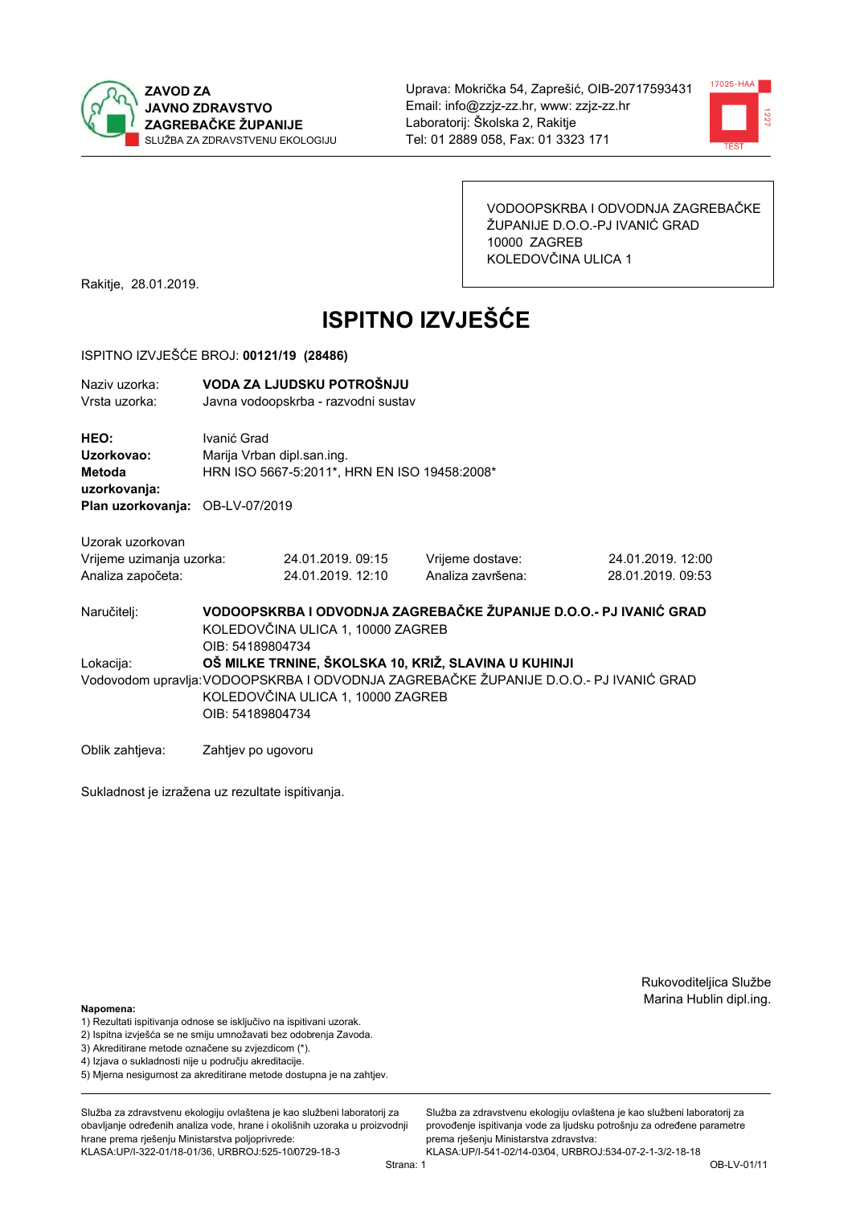ZAVOD ZA JAVNO ZDRAVSTVO ZAGREBAČKE ŽUPANIJE
SLUŽBA ZA ZDRAVSTVENU EKOLOGIJU

Uprava: Mokrička 54, Zaprešić, OIB-20717593431
Email: info@zzjz-zz.hr, www: zzjz-zz.hr
Laboratorij: Školska 2, Rakitje
Tel: 01 2889 058, Fax: 01 3323 171

VODOOPSKRBA I ODVODNJA ZAGREBAČKE ŽUPANIJE D.O.O.-PJ IVANIĆ GRAD
10000 ZAGREB
KOLEDOVČINA ULICA 1

Rakitje, 28.01.2019.

# ISPITNO IZVJEŠĆE

ISPITNO IZVJEŠĆE BROJ: **00121/19 (28486)**

Naziv uzorka: **VODA ZA LJUDSKU POTROŠNJU**
Vrsta uzorka: Javna vodoopskrba - razvodni sustav

**HEO:** Ivanić Grad
**Uzorkovao:** Marija Vrban dipl.san.ing.
**Metoda uzorkovanja:** HRN ISO 5667-5:2011*, HRN EN ISO 19458:2008*
**Plan uzorkovanja:** OB-LV-07/2019

Uzorak uzorkovan

| | | | |
|---|---|---|---|
| Vrijeme uzimanja uzorka: | 24.01.2019. 09:15 | Vrijeme dostave: | 24.01.2019. 12:00 |
| Analiza započeta: | 24.01.2019. 12:10 | Analiza završena: | 28.01.2019. 09:53 |

Naručitelj: **VODOOPSKRBA I ODVODNJA ZAGREBAČKE ŽUPANIJE D.O.O.- PJ IVANIĆ GRAD**
KOLEDOVČINA ULICA 1, 10000 ZAGREB
OIB: 54189804734

Lokacija: **OŠ MILKE TRNINE, ŠKOLSKA 10, KRIŽ, SLAVINA U KUHINJI**

Vodovodom upravlja: VODOOPSKRBA I ODVODNJA ZAGREBAČKE ŽUPANIJE D.O.O.- PJ IVANIĆ GRAD
KOLEDOVČINA ULICA 1, 10000 ZAGREB
OIB: 54189804734

Oblik zahtjeva: Zahtjev po ugovoru

Sukladnost je izražena uz rezultate ispitivanja.

Rukovoditeljica Službe
Marina Hublin dipl.ing.

**Napomena:**
1) Rezultati ispitivanja odnose se isključivo na ispitivani uzorak.
2) Ispitna izvješća se ne smiju umnožavati bez odobrenja Zavoda.
3) Akreditirane metode označene su zvjezdicom (*).
4) Izjava o sukladnosti nije u području akreditacije.
5) Mjerna nesigurnost za akreditirane metode dostupna je na zahtjev.

Služba za zdravstvenu ekologiju ovlaštena je kao službeni laboratorij za obavljanje određenih analiza vode, hrane i okolišnih uzoraka u proizvodnji hrane prema rješenju Ministarstva poljoprivrede: KLASA:UP/I-322-01/18-01/36, URBROJ:525-10/0729-18-3

Služba za zdravstvenu ekologiju ovlaštena je kao službeni laboratorij za provođenje ispitivanja vode za ljudsku potrošnju za određene parametre prema rješenju Ministarstva zdravstva: KLASA:UP/I-541-02/14-03/04, URBROJ:534-07-2-1-3/2-18-18

OB-LV-01/11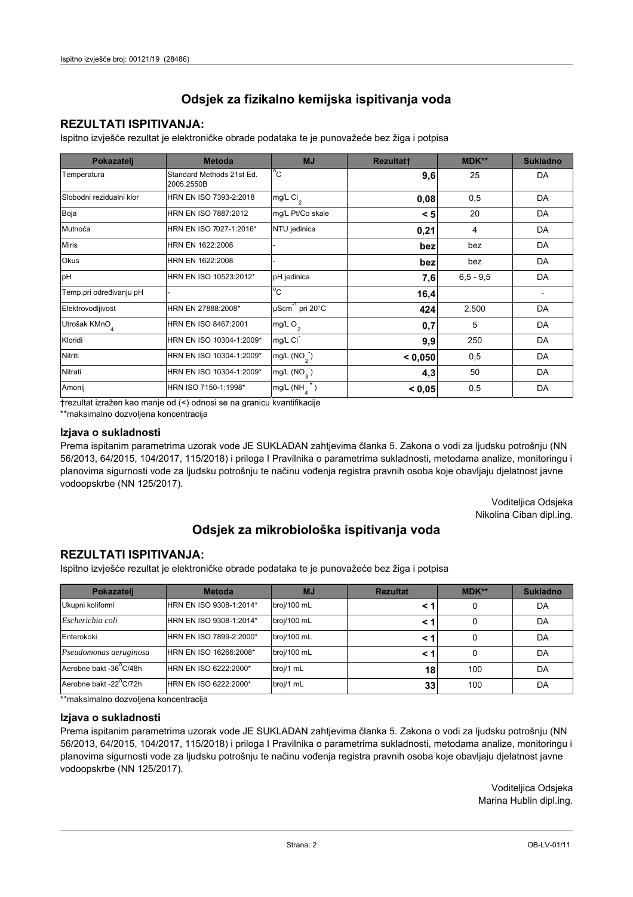## Odsjek za fizikalno kemijska ispitivanja voda

### REZULTATI ISPITIVANJA:

Ispitno izvješće rezultat je elektroničke obrade podataka te je punovažeće bez žiga i potpisa

| Pokazatelj | Metoda | MJ | Rezultat† | MDK** | Sukladno |
|---|---|---|---|---|---|
| Temperatura | Standard Methods 21st Ed. 2005.2550B | °C | **9,6** | 25 | DA |
| Slobodni rezidualni klor | HRN EN ISO 7393-2:2018 | mg/L $Cl_2$ | **0,08** | 0,5 | DA |
| Boja | HRN EN ISO 7887:2012 | mg/L Pt/Co skale | **< 5** | 20 | DA |
| Mutnoća | HRN EN ISO 7027-1:2016* | NTU jedinica | **0,21** | 4 | DA |
| Miris | HRN EN 1622:2008 | - | **bez** | bez | DA |
| Okus | HRN EN 1622:2008 | - | **bez** | bez | DA |
| pH | HRN EN ISO 10523:2012* | pH jedinica | **7,6** | 6,5 - 9,5 | DA |
| Temp.pri određivanju pH | - | °C | **16,4** | | - |
| Elektrovodljivost | HRN EN 27888:2008* | $\mu Scm^{-1}$ pri 20°C | **424** | 2.500 | DA |
| Utrošak $KMnO_4$ | HRN EN ISO 8467:2001 | mg/L $O_2$ | **0,7** | 5 | DA |
| Kloridi | HRN EN ISO 10304-1:2009* | mg/L $Cl^-$ | **9,9** | 250 | DA |
| Nitriti | HRN EN ISO 10304-1:2009* | mg/L ($NO_2^-$) | **< 0,050** | 0,5 | DA |
| Nitrati | HRN EN ISO 10304-1:2009* | mg/L ($NO_3^-$) | **4,3** | 50 | DA |
| Amonij | HRN ISO 7150-1:1998* | mg/L ($NH_4^+$) | **< 0,05** | 0,5 | DA |

†rezultat izražen kao manje od (<) odnosi se na granicu kvantifikacije

**maksimalno dozvoljena koncentracija

### Izjava o sukladnosti

Prema ispitanim parametrima uzorak vode JE SUKLADAN zahtjevima članka 5. Zakona o vodi za ljudsku potrošnju (NN 56/2013, 64/2015, 104/2017, 115/2018) i priloga I Pravilnika o parametrima sukladnosti, metodama analize, monitoringu i planovima sigurnosti vode za ljudsku potrošnju te načinu vođenja registra pravnih osoba koje obavljaju djelatnost javne vodoopskrbe (NN 125/2017).

Voditeljica Odsjeka
Nikolina Ciban dipl.ing.

## Odsjek za mikrobiološka ispitivanja voda

### REZULTATI ISPITIVANJA:

Ispitno izvješće rezultat je elektroničke obrade podataka te je punovažeće bez žiga i potpisa

| Pokazatelj | Metoda | MJ | Rezultat | MDK** | Sukladno |
|---|---|---|---|---|---|
| Ukupni koliformi | HRN EN ISO 9308-1:2014* | broj/100 mL | **< 1** | 0 | DA |
| *Escherichia coli* | HRN EN ISO 9308-1:2014* | broj/100 mL | **< 1** | 0 | DA |
| Enterokoki | HRN EN ISO 7899-2:2000* | broj/100 mL | **< 1** | 0 | DA |
| *Pseudomonas aeruginosa* | HRN EN ISO 16266:2008* | broj/100 mL | **< 1** | 0 | DA |
| Aerobne bakt -36°C/48h | HRN EN ISO 6222:2000* | broj/1 mL | **18** | 100 | DA |
| Aerobne bakt -22°C/72h | HRN EN ISO 6222:2000* | broj/1 mL | **33** | 100 | DA |

**maksimalno dozvoljena koncentracija

### Izjava o sukladnosti

Prema ispitanim parametrima uzorak vode JE SUKLADAN zahtjevima članka 5. Zakona o vodi za ljudsku potrošnju (NN 56/2013, 64/2015, 104/2017, 115/2018) i priloga I Pravilnika o parametrima sukladnosti, metodama analize, monitoringu i planovima sigurnosti vode za ljudsku potrošnju te načinu vođenja registra pravnih osoba koje obavljaju djelatnost javne vodoopskrbe (NN 125/2017).

Voditeljica Odsjeka
Marina Hublin dipl.ing.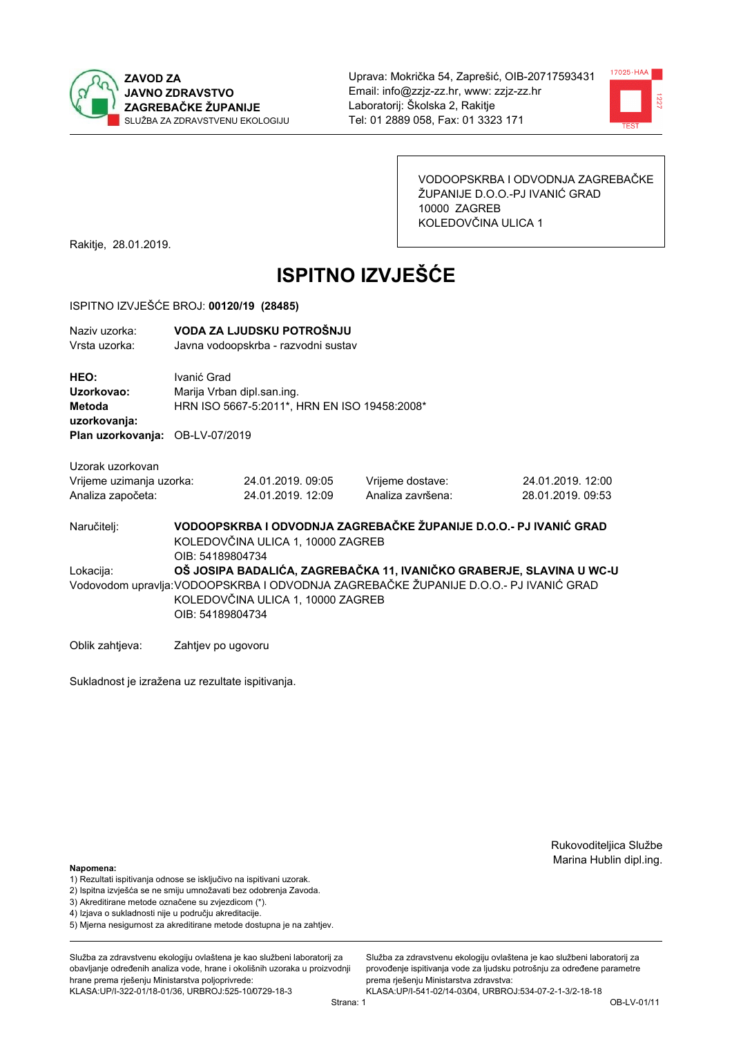**ZAVOD ZA JAVNO ZDRAVSTVO ZAGREBAČKE ŽUPANIJE**
SLUŽBA ZA ZDRAVSTVENU EKOLOGIJU

Uprava: Mokrička 54, Zaprešić, OIB-20717593431
Email: info@zzjz-zz.hr, www: zzjz-zz.hr
Laboratorij: Školska 2, Rakitje
Tel: 01 2889 058, Fax: 01 3323 171

VODOOPSKRBA I ODVODNJA ZAGREBAČKE ŽUPANIJE D.O.O.-PJ IVANIĆ GRAD
10000 ZAGREB
KOLEDOVČINA ULICA 1

Rakitje, 28.01.2019.

# ISPITNO IZVJEŠĆE

ISPITNO IZVJEŠĆE BROJ: **00120/19 (28485)**

| | |
|---|---|
| Naziv uzorka: | **VODA ZA LJUDSKU POTROŠNJU** |
| Vrsta uzorka: | Javna vodoopskrba - razvodni sustav |

| | |
|---|---|
| **HEO:** | Ivanić Grad |
| **Uzorkovao:** | Marija Vrban dipl.san.ing. |
| **Metoda uzorkovanja:** | HRN ISO 5667-5:2011*, HRN EN ISO 19458:2008* |
| **Plan uzorkovanja:** | OB-LV-07/2019 |

Uzorak uzorkovan

| | | | |
|---|---|---|---|
| Vrijeme uzimanja uzorka: | 24.01.2019. 09:05 | Vrijeme dostave: | 24.01.2019. 12:00 |
| Analiza započeta: | 24.01.2019. 12:09 | Analiza završena: | 28.01.2019. 09:53 |

Naručitelj: **VODOOPSKRBA I ODVODNJA ZAGREBAČKE ŽUPANIJE D.O.O.- PJ IVANIĆ GRAD**
KOLEDOVČINA ULICA 1, 10000 ZAGREB
OIB: 54189804734

Lokacija: **OŠ JOSIPA BADALIĆA, ZAGREBAČKA 11, IVANIČKO GRABERJE, SLAVINA U WC-U**

Vodovodom upravlja: VODOOPSKRBA I ODVODNJA ZAGREBAČKE ŽUPANIJE D.O.O.- PJ IVANIĆ GRAD
KOLEDOVČINA ULICA 1, 10000 ZAGREB
OIB: 54189804734

Oblik zahtjeva: Zahtjev po ugovoru

Sukladnost je izražena uz rezultate ispitivanja.

Rukovoditeljica Službe
Marina Hublin dipl.ing.

**Napomena:**
1) Rezultati ispitivanja odnose se isključivo na ispitivani uzorak.
2) Ispitna izvješća se ne smiju umnožavati bez odobrenja Zavoda.
3) Akreditirane metode označene su zvjezdicom (*).
4) Izjava o sukladnosti nije u području akreditacije.
5) Mjerna nesigurnost za akreditirane metode dostupna je na zahtjev.

Služba za zdravstvenu ekologiju ovlaštena je kao službeni laboratorij za obavljanje određenih analiza vode, hrane i okolišnih uzoraka u proizvodnji hrane prema rješenju Ministarstva poljoprivrede: KLASA:UP/I-322-01/18-01/36, URBROJ:525-10/0729-18-3

Služba za zdravstvenu ekologiju ovlaštena je kao službeni laboratorij za provođenje ispitivanja vode za ljudsku potrošnju za određene parametre prema rješenju Ministarstva zdravstva: KLASA:UP/I-541-02/14-03/04, URBROJ:534-07-2-1-3/2-18-18

OB-LV-01/11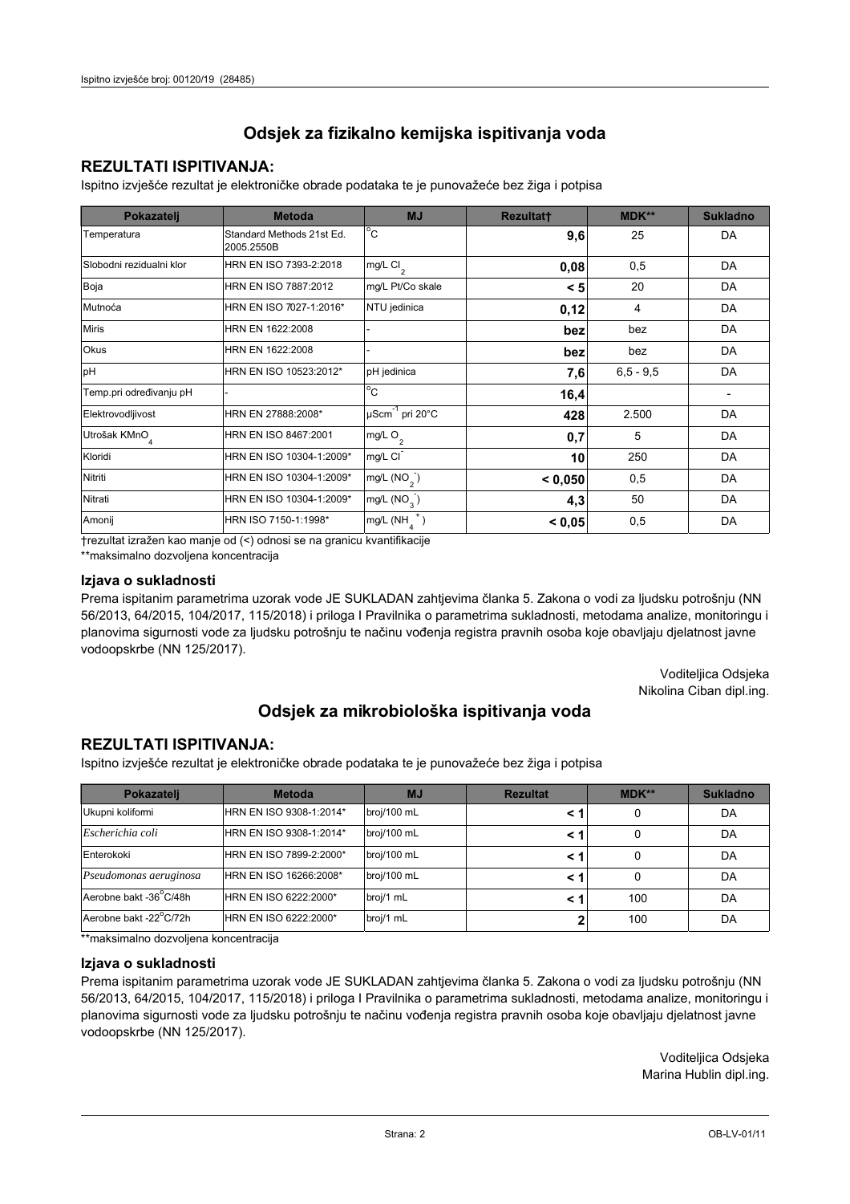## Odsjek za fizikalno kemijska ispitivanja voda

### REZULTATI ISPITIVANJA:

Ispitno izvješće rezultat je elektroničke obrade podataka te je punovažeće bez žiga i potpisa

| Pokazatelj | Metoda | MJ | Rezultat† | MDK** | Sukladno |
|---|---|---|---|---|---|
| Temperatura | Standard Methods 21st Ed. 2005.2550B | °C | **9,6** | 25 | DA |
| Slobodni rezidualni klor | HRN EN ISO 7393-2:2018 | mg/L $Cl_2$ | **0,08** | 0,5 | DA |
| Boja | HRN EN ISO 7887:2012 | mg/L Pt/Co skale | **< 5** | 20 | DA |
| Mutnoća | HRN EN ISO 7027-1:2016* | NTU jedinica | **0,12** | 4 | DA |
| Miris | HRN EN 1622:2008 | - | **bez** | bez | DA |
| Okus | HRN EN 1622:2008 | - | **bez** | bez | DA |
| pH | HRN EN ISO 10523:2012* | pH jedinica | **7,6** | 6,5 - 9,5 | DA |
| Temp.pri određivanju pH | - | °C | **16,4** | | - |
| Elektrovodljivost | HRN EN 27888:2008* | $\mu Scm^{-1}$ pri 20°C | **428** | 2.500 | DA |
| Utrošak $KMnO_4$ | HRN EN ISO 8467:2001 | mg/L $O_2$ | **0,7** | 5 | DA |
| Kloridi | HRN EN ISO 10304-1:2009* | mg/L $Cl^-$ | **10** | 250 | DA |
| Nitriti | HRN EN ISO 10304-1:2009* | mg/L ($NO_2^-$) | **< 0,050** | 0,5 | DA |
| Nitrati | HRN EN ISO 10304-1:2009* | mg/L ($NO_3^-$) | **4,3** | 50 | DA |
| Amonij | HRN ISO 7150-1:1998* | mg/L ($NH_4^+$) | **< 0,05** | 0,5 | DA |

†rezultat izražen kao manje od (<) odnosi se na granicu kvantifikacije

**maksimalno dozvoljena koncentracija

### Izjava o sukladnosti

Prema ispitanim parametrima uzorak vode JE SUKLADAN zahtjevima članka 5. Zakona o vodi za ljudsku potrošnju (NN 56/2013, 64/2015, 104/2017, 115/2018) i priloga I Pravilnika o parametrima sukladnosti, metodama analize, monitoringu i planovima sigurnosti vode za ljudsku potrošnju te načinu vođenja registra pravnih osoba koje obavljaju djelatnost javne vodoopskrbe (NN 125/2017).

Voditeljica Odsjeka
Nikolina Ciban dipl.ing.

## Odsjek za mikrobiološka ispitivanja voda

### REZULTATI ISPITIVANJA:

Ispitno izvješće rezultat je elektroničke obrade podataka te je punovažeće bez žiga i potpisa

| Pokazatelj | Metoda | MJ | Rezultat | MDK** | Sukladno |
|---|---|---|---|---|---|
| Ukupni koliformi | HRN EN ISO 9308-1:2014* | broj/100 mL | **< 1** | 0 | DA |
| *Escherichia coli* | HRN EN ISO 9308-1:2014* | broj/100 mL | **< 1** | 0 | DA |
| Enterokoki | HRN EN ISO 7899-2:2000* | broj/100 mL | **< 1** | 0 | DA |
| *Pseudomonas aeruginosa* | HRN EN ISO 16266:2008* | broj/100 mL | **< 1** | 0 | DA |
| Aerobne bakt -36°C/48h | HRN EN ISO 6222:2000* | broj/1 mL | **< 1** | 100 | DA |
| Aerobne bakt -22°C/72h | HRN EN ISO 6222:2000* | broj/1 mL | **2** | 100 | DA |

**maksimalno dozvoljena koncentracija

### Izjava o sukladnosti

Prema ispitanim parametrima uzorak vode JE SUKLADAN zahtjevima članka 5. Zakona o vodi za ljudsku potrošnju (NN 56/2013, 64/2015, 104/2017, 115/2018) i priloga I Pravilnika o parametrima sukladnosti, metodama analize, monitoringu i planovima sigurnosti vode za ljudsku potrošnju te načinu vođenja registra pravnih osoba koje obavljaju djelatnost javne vodoopskrbe (NN 125/2017).

Voditeljica Odsjeka
Marina Hublin dipl.ing.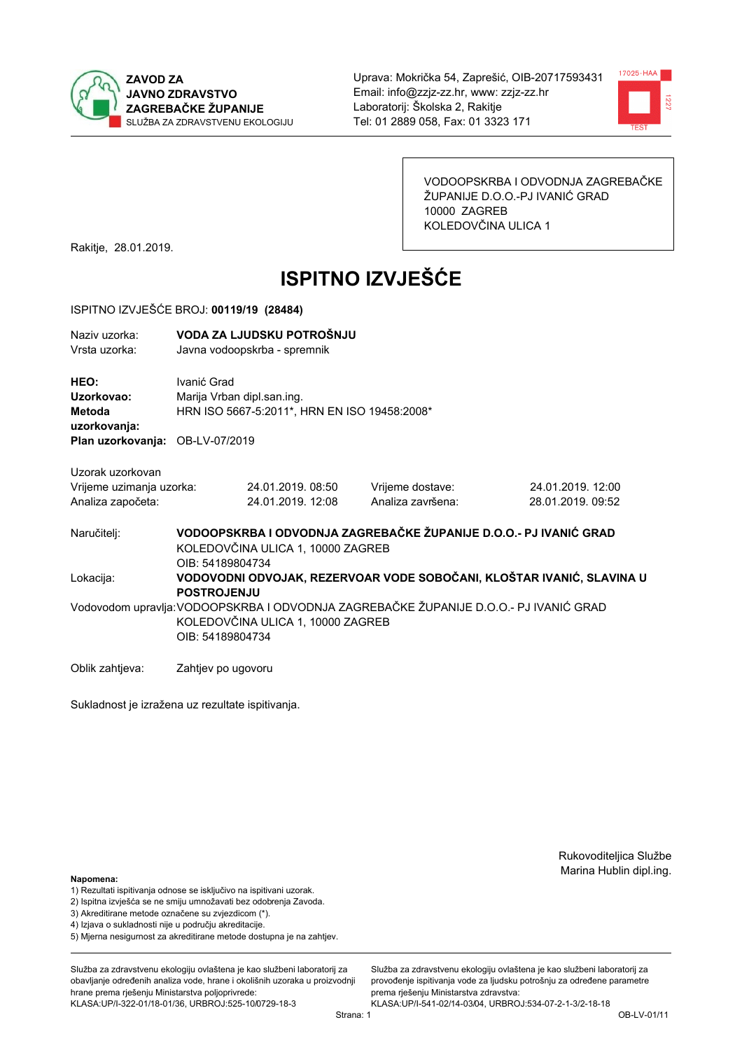**ZAVOD ZA JAVNO ZDRAVSTVO ZAGREBAČKE ŽUPANIJE**
SLUŽBA ZA ZDRAVSTVENU EKOLOGIJU

Uprava: Mokrička 54, Zaprešić, OIB-20717593431
Email: info@zzjz-zz.hr, www: zzjz-zz.hr
Laboratorij: Školska 2, Rakitje
Tel: 01 2889 058, Fax: 01 3323 171

VODOOPSKRBA I ODVODNJA ZAGREBAČKE ŽUPANIJE D.O.O.-PJ IVANIĆ GRAD
10000 ZAGREB
KOLEDOVČINA ULICA 1

Rakitje, 28.01.2019.

# ISPITNO IZVJEŠĆE

ISPITNO IZVJEŠĆE BROJ: **00119/19 (28484)**

Naziv uzorka: **VODA ZA LJUDSKU POTROŠNJU**
Vrsta uzorka: Javna vodoopskrba - spremnik

**HEO:** Ivanić Grad
**Uzorkovao:** Marija Vrban dipl.san.ing.
**Metoda uzorkovanja:** HRN ISO 5667-5:2011*, HRN EN ISO 19458:2008*
**Plan uzorkovanja:** OB-LV-07/2019

Uzorak uzorkovan

| | | | |
|---|---|---|---|
| Vrijeme uzimanja uzorka: | 24.01.2019. 08:50 | Vrijeme dostave: | 24.01.2019. 12:00 |
| Analiza započeta: | 24.01.2019. 12:08 | Analiza završena: | 28.01.2019. 09:52 |

Naručitelj: **VODOOPSKRBA I ODVODNJA ZAGREBAČKE ŽUPANIJE D.O.O.- PJ IVANIĆ GRAD**
KOLEDOVČINA ULICA 1, 10000 ZAGREB
OIB: 54189804734

Lokacija: **VODOVODNI ODVOJAK, REZERVOAR VODE SOBOČANI, KLOŠTAR IVANIĆ, SLAVINA U POSTROJENJU**

Vodovodom upravlja: VODOOPSKRBA I ODVODNJA ZAGREBAČKE ŽUPANIJE D.O.O.- PJ IVANIĆ GRAD
KOLEDOVČINA ULICA 1, 10000 ZAGREB
OIB: 54189804734

Oblik zahtjeva: Zahtjev po ugovoru

Sukladnost je izražena uz rezultate ispitivanja.

Rukovoditeljica Službe
Marina Hublin dipl.ing.

**Napomena:**
1) Rezultati ispitivanja odnose se isključivo na ispitivani uzorak.
2) Ispitna izvješća se ne smiju umnožavati bez odobrenja Zavoda.
3) Akreditirane metode označene su zvjezdicom (*).
4) Izjava o sukladnosti nije u području akreditacije.
5) Mjerna nesigurnost za akreditirane metode dostupna je na zahtjev.

Služba za zdravstvenu ekologiju ovlaštena je kao službeni laboratorij za obavljanje određenih analiza vode, hrane i okolišnih uzoraka u proizvodnji hrane prema rješenju Ministarstva poljoprivrede:
KLASA:UP/I-322-01/18-01/36, URBROJ:525-10/0729-18-3

Služba za zdravstvenu ekologiju ovlaštena je kao službeni laboratorij za provođenje ispitivanja vode za ljudsku potrošnju za određene parametre prema rješenju Ministarstva zdravstva:
KLASA:UP/I-541-02/14-03/04, URBROJ:534-07-2-1-3/2-18-18

OB-LV-01/11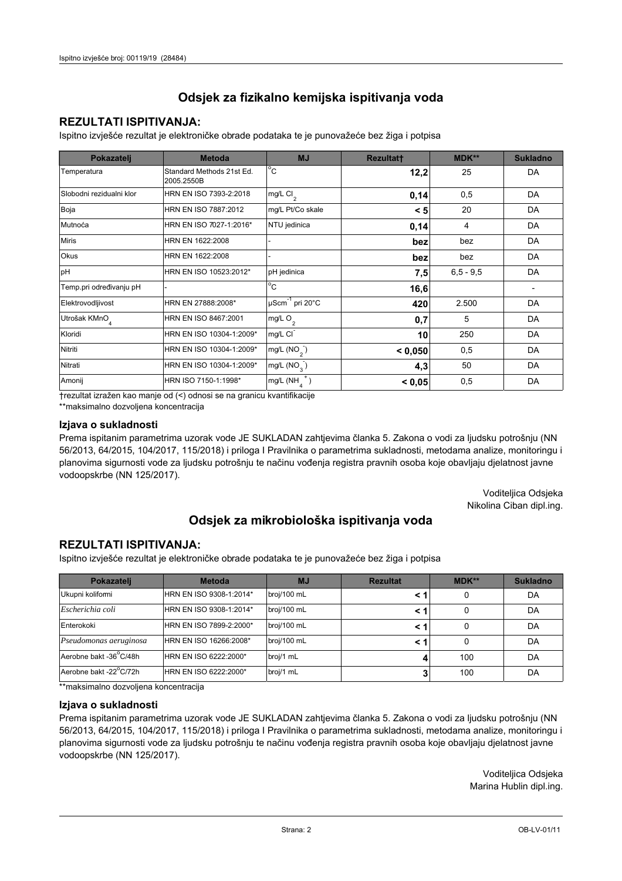# Odsjek za fizikalno kemijska ispitivanja voda

## REZULTATI ISPITIVANJA:

Ispitno izvješće rezultat je elektroničke obrade podataka te je punovažeće bez žiga i potpisa

| Pokazatelj | Metoda | MJ | Rezultat† | MDK** | Sukladno |
|---|---|---|---|---|---|
| Temperatura | Standard Methods 21st Ed. 2005.2550B | °C | **12,2** | 25 | DA |
| Slobodni rezidualni klor | HRN EN ISO 7393-2:2018 | mg/L $Cl_2$ | **0,14** | 0,5 | DA |
| Boja | HRN EN ISO 7887:2012 | mg/L Pt/Co skale | **< 5** | 20 | DA |
| Mutnoća | HRN EN ISO 7027-1:2016* | NTU jedinica | **0,14** | 4 | DA |
| Miris | HRN EN 1622:2008 | - | **bez** | bez | DA |
| Okus | HRN EN 1622:2008 | - | **bez** | bez | DA |
| pH | HRN EN ISO 10523:2012* | pH jedinica | **7,5** | 6,5 - 9,5 | DA |
| Temp.pri određivanju pH | - | °C | **16,6** | | - |
| Elektrovodljivost | HRN EN 27888:2008* | $\mu Scm^{-1}$ pri 20°C | **420** | 2.500 | DA |
| Utrošak $KMnO_4$ | HRN EN ISO 8467:2001 | mg/L $O_2$ | **0,7** | 5 | DA |
| Kloridi | HRN EN ISO 10304-1:2009* | mg/L $Cl^-$ | **10** | 250 | DA |
| Nitriti | HRN EN ISO 10304-1:2009* | mg/L ($NO_2^-$) | **< 0,050** | 0,5 | DA |
| Nitrati | HRN EN ISO 10304-1:2009* | mg/L ($NO_3^-$) | **4,3** | 50 | DA |
| Amonij | HRN ISO 7150-1:1998* | mg/L ($NH_4^+$) | **< 0,05** | 0,5 | DA |

†rezultat izražen kao manje od (<) odnosi se na granicu kvantifikacije

**maksimalno dozvoljena koncentracija

### Izjava o sukladnosti

Prema ispitanim parametrima uzorak vode JE SUKLADAN zahtjevima članka 5. Zakona o vodi za ljudsku potrošnju (NN 56/2013, 64/2015, 104/2017, 115/2018) i priloga I Pravilnika o parametrima sukladnosti, metodama analize, monitoringu i planovima sigurnosti vode za ljudsku potrošnju te načinu vođenja registra pravnih osoba koje obavljaju djelatnost javne vodoopskrbe (NN 125/2017).

Voditeljica Odsjeka
Nikolina Ciban dipl.ing.

# Odsjek za mikrobiološka ispitivanja voda

## REZULTATI ISPITIVANJA:

Ispitno izvješće rezultat je elektroničke obrade podataka te je punovažeće bez žiga i potpisa

| Pokazatelj | Metoda | MJ | Rezultat | MDK** | Sukladno |
|---|---|---|---|---|---|
| Ukupni koliformi | HRN EN ISO 9308-1:2014* | broj/100 mL | **< 1** | 0 | DA |
| *Escherichia coli* | HRN EN ISO 9308-1:2014* | broj/100 mL | **< 1** | 0 | DA |
| Enterokoki | HRN EN ISO 7899-2:2000* | broj/100 mL | **< 1** | 0 | DA |
| *Pseudomonas aeruginosa* | HRN EN ISO 16266:2008* | broj/100 mL | **< 1** | 0 | DA |
| Aerobne bakt -36°C/48h | HRN EN ISO 6222:2000* | broj/1 mL | **4** | 100 | DA |
| Aerobne bakt -22°C/72h | HRN EN ISO 6222:2000* | broj/1 mL | **3** | 100 | DA |

**maksimalno dozvoljena koncentracija

### Izjava o sukladnosti

Prema ispitanim parametrima uzorak vode JE SUKLADAN zahtjevima članka 5. Zakona o vodi za ljudsku potrošnju (NN 56/2013, 64/2015, 104/2017, 115/2018) i priloga I Pravilnika o parametrima sukladnosti, metodama analize, monitoringu i planovima sigurnosti vode za ljudsku potrošnju te načinu vođenja registra pravnih osoba koje obavljaju djelatnost javne vodoopskrbe (NN 125/2017).

Voditeljica Odsjeka
Marina Hublin dipl.ing.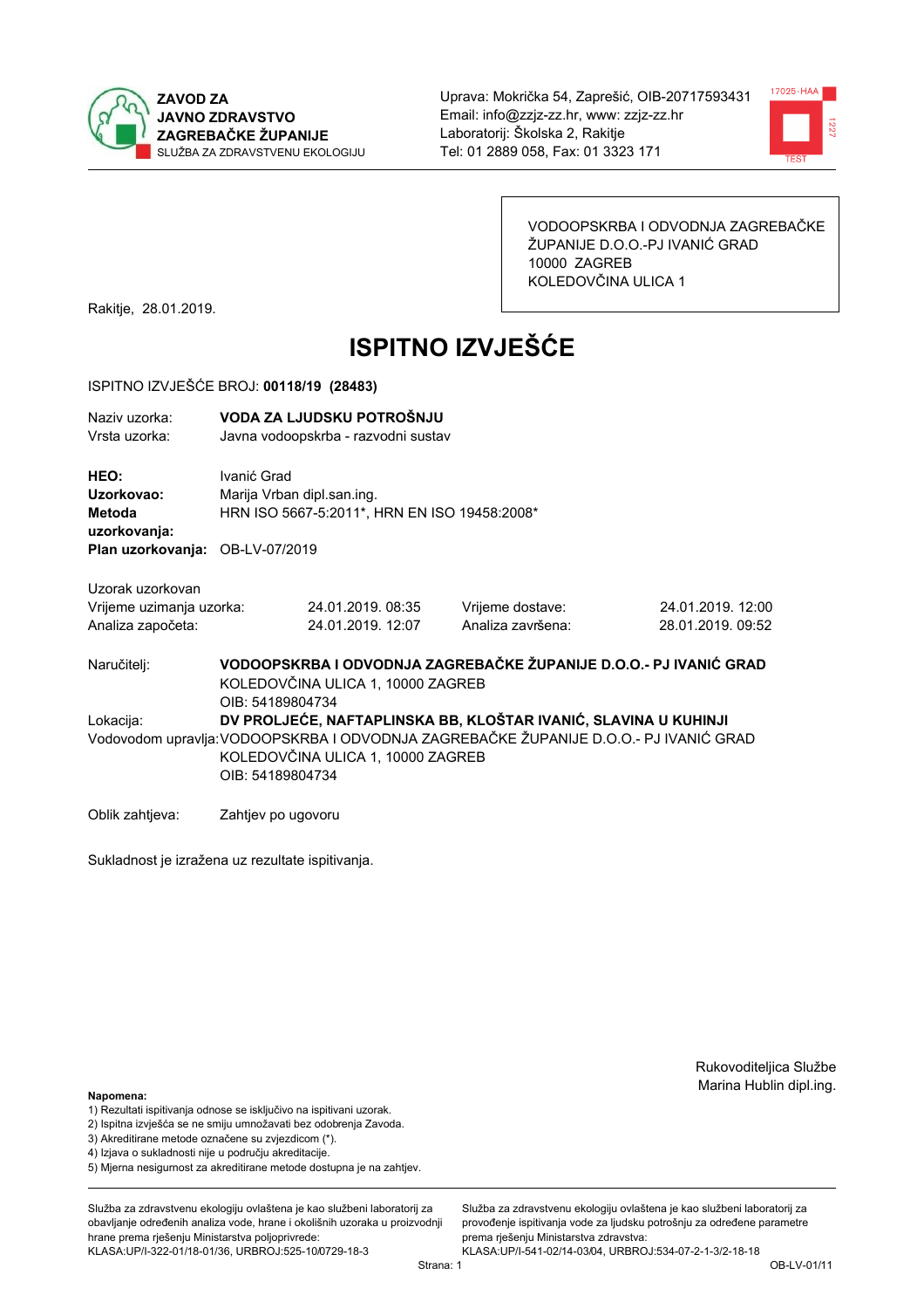ZAVOD ZA JAVNO ZDRAVSTVO ZAGREBAČKE ŽUPANIJE
SLUŽBA ZA ZDRAVSTVENU EKOLOGIJU

Uprava: Mokrička 54, Zaprešić, OIB-20717593431
Email: info@zzjz-zz.hr, www: zzjz-zz.hr
Laboratorij: Školska 2, Rakitje
Tel: 01 2889 058, Fax: 01 3323 171

VODOOPSKRBA I ODVODNJA ZAGREBAČKE ŽUPANIJE D.O.O.-PJ IVANIĆ GRAD
10000 ZAGREB
KOLEDOVČINA ULICA 1

Rakitje, 28.01.2019.

# ISPITNO IZVJEŠĆE

ISPITNO IZVJEŠĆE BROJ: **00118/19 (28483)**

Naziv uzorka: **VODA ZA LJUDSKU POTROŠNJU**
Vrsta uzorka: Javna vodoopskrba - razvodni sustav

**HEO:** Ivanić Grad
**Uzorkovao:** Marija Vrban dipl.san.ing.
**Metoda uzorkovanja:** HRN ISO 5667-5:2011*, HRN EN ISO 19458:2008*
**Plan uzorkovanja:** OB-LV-07/2019

Uzorak uzorkovan

| | | | |
|---|---|---|---|
| Vrijeme uzimanja uzorka: | 24.01.2019. 08:35 | Vrijeme dostave: | 24.01.2019. 12:00 |
| Analiza započeta: | 24.01.2019. 12:07 | Analiza završena: | 28.01.2019. 09:52 |

Naručitelj: **VODOOPSKRBA I ODVODNJA ZAGREBAČKE ŽUPANIJE D.O.O.- PJ IVANIĆ GRAD**
KOLEDOVČINA ULICA 1, 10000 ZAGREB
OIB: 54189804734

Lokacija: **DV PROLJEĆE, NAFTAPLINSKA BB, KLOŠTAR IVANIĆ, SLAVINA U KUHINJI**

Vodovodom upravlja: VODOOPSKRBA I ODVODNJA ZAGREBAČKE ŽUPANIJE D.O.O.- PJ IVANIĆ GRAD
KOLEDOVČINA ULICA 1, 10000 ZAGREB
OIB: 54189804734

Oblik zahtjeva: Zahtjev po ugovoru

Sukladnost je izražena uz rezultate ispitivanja.

Rukovoditeljica Službe
Marina Hublin dipl.ing.

**Napomena:**
1) Rezultati ispitivanja odnose se isključivo na ispitivani uzorak.
2) Ispitna izvješća se ne smiju umnožavati bez odobrenja Zavoda.
3) Akreditirane metode označene su zvjezdicom (*).
4) Izjava o sukladnosti nije u području akreditacije.
5) Mjerna nesigurnost za akreditirane metode dostupna je na zahtjev.

Služba za zdravstvenu ekologiju ovlaštena je kao službeni laboratorij za obavljanje određenih analiza vode, hrane i okolišnih uzoraka u proizvodnji hrane prema rješenju Ministarstva poljoprivrede: KLASA:UP/I-322-01/18-01/36, URBROJ:525-10/0729-18-3

Služba za zdravstvenu ekologiju ovlaštena je kao službeni laboratorij za provođenje ispitivanja vode za ljudsku potrošnju za određene parametre prema rješenju Ministarstva zdravstva: KLASA:UP/I-541-02/14-03/04, URBROJ:534-07-2-1-3/2-18-18

Strana: 1

OB-LV-01/11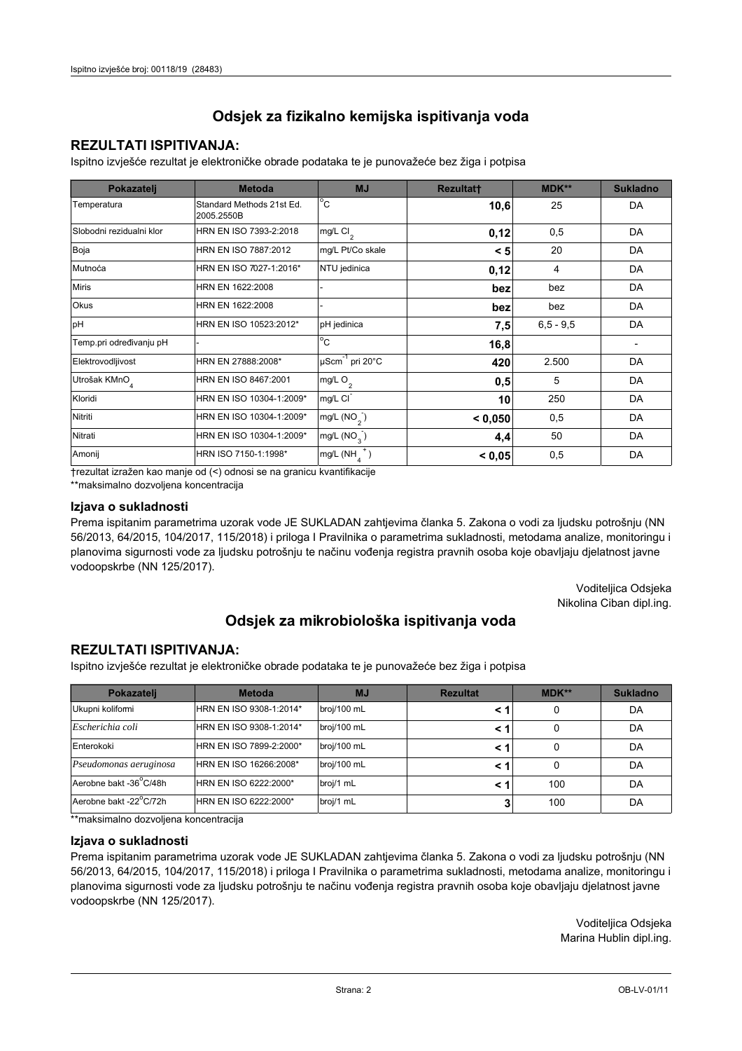## Odsjek za fizikalno kemijska ispitivanja voda

### REZULTATI ISPITIVANJA:

Ispitno izvješće rezultat je elektroničke obrade podataka te je punovažeće bez žiga i potpisa

| Pokazatelj | Metoda | MJ | Rezultat† | MDK** | Sukladno |
|---|---|---|---|---|---|
| Temperatura | Standard Methods 21st Ed. 2005.2550B | °C | **10,6** | 25 | DA |
| Slobodni rezidualni klor | HRN EN ISO 7393-2:2018 | mg/L $Cl_2$ | **0,12** | 0,5 | DA |
| Boja | HRN EN ISO 7887:2012 | mg/L Pt/Co skale | **< 5** | 20 | DA |
| Mutnoća | HRN EN ISO 7027-1:2016* | NTU jedinica | **0,12** | 4 | DA |
| Miris | HRN EN 1622:2008 | - | **bez** | bez | DA |
| Okus | HRN EN 1622:2008 | - | **bez** | bez | DA |
| pH | HRN EN ISO 10523:2012* | pH jedinica | **7,5** | 6,5 - 9,5 | DA |
| Temp.pri određivanju pH | - | °C | **16,8** | | - |
| Elektrovodljivost | HRN EN 27888:2008* | $\mu Scm^{-1}$ pri 20°C | **420** | 2.500 | DA |
| Utrošak $KMnO_4$ | HRN EN ISO 8467:2001 | mg/L $O_2$ | **0,5** | 5 | DA |
| Kloridi | HRN EN ISO 10304-1:2009* | mg/L $Cl^-$ | **10** | 250 | DA |
| Nitriti | HRN EN ISO 10304-1:2009* | mg/L ($NO_2^-$) | **< 0,050** | 0,5 | DA |
| Nitrati | HRN EN ISO 10304-1:2009* | mg/L ($NO_3^-$) | **4,4** | 50 | DA |
| Amonij | HRN ISO 7150-1:1998* | mg/L ($NH_4^+$) | **< 0,05** | 0,5 | DA |

†rezultat izražen kao manje od (<) odnosi se na granicu kvantifikacije

**maksimalno dozvoljena koncentracija

### Izjava o sukladnosti

Prema ispitanim parametrima uzorak vode JE SUKLADAN zahtjevima članka 5. Zakona o vodi za ljudsku potrošnju (NN 56/2013, 64/2015, 104/2017, 115/2018) i priloga I Pravilnika o parametrima sukladnosti, metodama analize, monitoringu i planovima sigurnosti vode za ljudsku potrošnju te načinu vođenja registra pravnih osoba koje obavljaju djelatnost javne vodoopskrbe (NN 125/2017).

Voditeljica Odsjeka
Nikolina Ciban dipl.ing.

## Odsjek za mikrobiološka ispitivanja voda

### REZULTATI ISPITIVANJA:

Ispitno izvješće rezultat je elektroničke obrade podataka te je punovažeće bez žiga i potpisa

| Pokazatelj | Metoda | MJ | Rezultat | MDK** | Sukladno |
|---|---|---|---|---|---|
| Ukupni koliformi | HRN EN ISO 9308-1:2014* | broj/100 mL | **< 1** | 0 | DA |
| *Escherichia coli* | HRN EN ISO 9308-1:2014* | broj/100 mL | **< 1** | 0 | DA |
| Enterokoki | HRN EN ISO 7899-2:2000* | broj/100 mL | **< 1** | 0 | DA |
| *Pseudomonas aeruginosa* | HRN EN ISO 16266:2008* | broj/100 mL | **< 1** | 0 | DA |
| Aerobne bakt -36°C/48h | HRN EN ISO 6222:2000* | broj/1 mL | **< 1** | 100 | DA |
| Aerobne bakt -22°C/72h | HRN EN ISO 6222:2000* | broj/1 mL | **3** | 100 | DA |

**maksimalno dozvoljena koncentracija

### Izjava o sukladnosti

Prema ispitanim parametrima uzorak vode JE SUKLADAN zahtjevima članka 5. Zakona o vodi za ljudsku potrošnju (NN 56/2013, 64/2015, 104/2017, 115/2018) i priloga I Pravilnika o parametrima sukladnosti, metodama analize, monitoringu i planovima sigurnosti vode za ljudsku potrošnju te načinu vođenja registra pravnih osoba koje obavljaju djelatnost javne vodoopskrbe (NN 125/2017).

Voditeljica Odsjeka
Marina Hublin dipl.ing.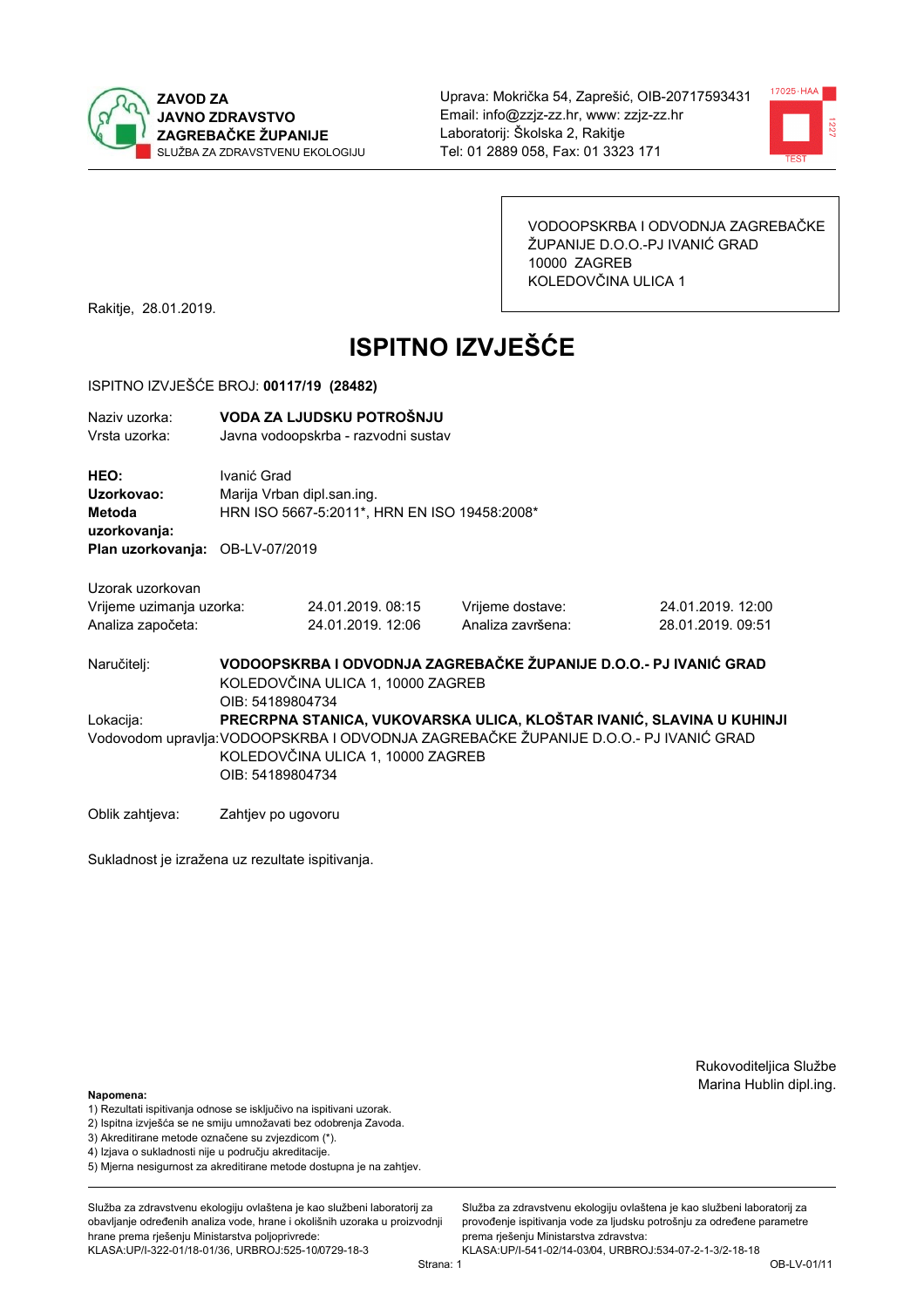**ZAVOD ZA JAVNO ZDRAVSTVO ZAGREBAČKE ŽUPANIJE**
SLUŽBA ZA ZDRAVSTVENU EKOLOGIJU

Uprava: Mokrička 54, Zaprešić, OIB-20717593431
Email: info@zzjz-zz.hr, www: zzjz-zz.hr
Laboratorij: Školska 2, Rakitje
Tel: 01 2889 058, Fax: 01 3323 171

VODOOPSKRBA I ODVODNJA ZAGREBAČKE ŽUPANIJE D.O.O.-PJ IVANIĆ GRAD
10000 ZAGREB
KOLEDOVČINA ULICA 1

Rakitje, 28.01.2019.

# ISPITNO IZVJEŠĆE

ISPITNO IZVJEŠĆE BROJ: **00117/19 (28482)**

Naziv uzorka: **VODA ZA LJUDSKU POTROŠNJU**
Vrsta uzorka: Javna vodoopskrba - razvodni sustav

**HEO:** Ivanić Grad
**Uzorkovao:** Marija Vrban dipl.san.ing.
**Metoda uzorkovanja:** HRN ISO 5667-5:2011*, HRN EN ISO 19458:2008*
**Plan uzorkovanja:** OB-LV-07/2019

Uzorak uzorkovan

| | | | |
|---|---|---|---|
| Vrijeme uzimanja uzorka: | 24.01.2019. 08:15 | Vrijeme dostave: | 24.01.2019. 12:00 |
| Analiza započeta: | 24.01.2019. 12:06 | Analiza završena: | 28.01.2019. 09:51 |

Naručitelj: **VODOOPSKRBA I ODVODNJA ZAGREBAČKE ŽUPANIJE D.O.O.- PJ IVANIĆ GRAD**
KOLEDOVČINA ULICA 1, 10000 ZAGREB
OIB: 54189804734

Lokacija: **PRECRPNA STANICA, VUKOVARSKA ULICA, KLOŠTAR IVANIĆ, SLAVINA U KUHINJI**

Vodovodom upravlja: VODOOPSKRBA I ODVODNJA ZAGREBAČKE ŽUPANIJE D.O.O.- PJ IVANIĆ GRAD
KOLEDOVČINA ULICA 1, 10000 ZAGREB
OIB: 54189804734

Oblik zahtjeva: Zahtjev po ugovoru

Sukladnost je izražena uz rezultate ispitivanja.

Rukovoditeljica Službe
Marina Hublin dipl.ing.

**Napomena:**
1) Rezultati ispitivanja odnose se isključivo na ispitivani uzorak.
2) Ispitna izvješća se ne smiju umnožavati bez odobrenja Zavoda.
3) Akreditirane metode označene su zvjezdicom (*).
4) Izjava o sukladnosti nije u području akreditacije.
5) Mjerna nesigurnost za akreditirane metode dostupna je na zahtjev.

Služba za zdravstvenu ekologiju ovlaštena je kao službeni laboratorij za obavljanje određenih analiza vode, hrane i okolišnih uzoraka u proizvodnji hrane prema rješenju Ministarstva poljoprivrede: KLASA:UP/I-322-01/18-01/36, URBROJ:525-10/0729-18-3

Služba za zdravstvenu ekologiju ovlaštena je kao službeni laboratorij za provođenje ispitivanja vode za ljudsku potrošnju za određene parametre prema rješenju Ministarstva zdravstva: KLASA:UP/I-541-02/14-03/04, URBROJ:534-07-2-1-3/2-18-18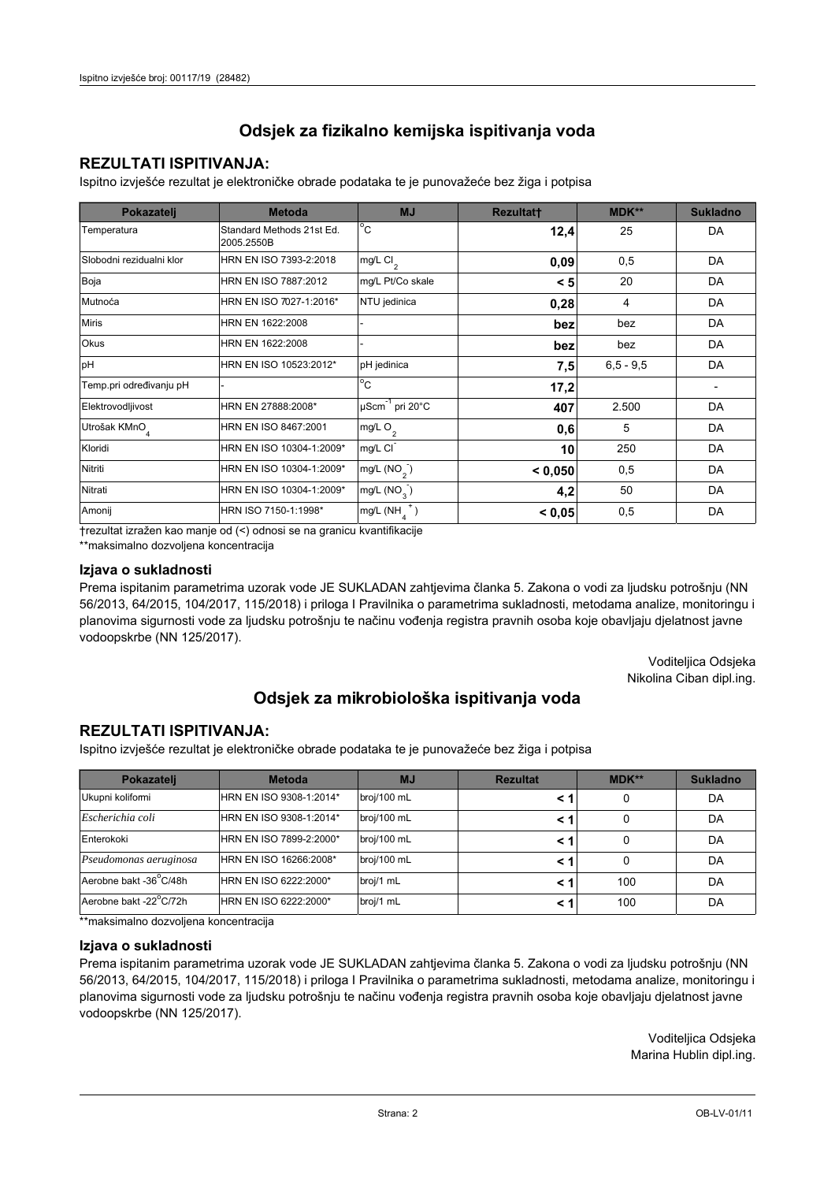# Odsjek za fizikalno kemijska ispitivanja voda

## REZULTATI ISPITIVANJA:

Ispitno izvješće rezultat je elektroničke obrade podataka te je punovažeće bez žiga i potpisa

| Pokazatelj | Metoda | MJ | Rezultat† | MDK** | Sukladno |
|---|---|---|---|---|---|
| Temperatura | Standard Methods 21st Ed. 2005.2550B | °C | **12,4** | 25 | DA |
| Slobodni rezidualni klor | HRN EN ISO 7393-2:2018 | mg/L $Cl_2$ | **0,09** | 0,5 | DA |
| Boja | HRN EN ISO 7887:2012 | mg/L Pt/Co skale | **< 5** | 20 | DA |
| Mutnoća | HRN EN ISO 7027-1:2016* | NTU jedinica | **0,28** | 4 | DA |
| Miris | HRN EN 1622:2008 | - | **bez** | bez | DA |
| Okus | HRN EN 1622:2008 | - | **bez** | bez | DA |
| pH | HRN EN ISO 10523:2012* | pH jedinica | **7,5** | 6,5 - 9,5 | DA |
| Temp.pri određivanju pH | - | °C | **17,2** | | - |
| Elektrovodljivost | HRN EN 27888:2008* | $\mu Scm^{-1}$ pri 20°C | **407** | 2.500 | DA |
| Utrošak $KMnO_4$ | HRN EN ISO 8467:2001 | mg/L $O_2$ | **0,6** | 5 | DA |
| Kloridi | HRN EN ISO 10304-1:2009* | mg/L $Cl^-$ | **10** | 250 | DA |
| Nitriti | HRN EN ISO 10304-1:2009* | mg/L ($NO_2^-$) | **< 0,050** | 0,5 | DA |
| Nitrati | HRN EN ISO 10304-1:2009* | mg/L ($NO_3^-$) | **4,2** | 50 | DA |
| Amonij | HRN ISO 7150-1:1998* | mg/L ($NH_4^+$) | **< 0,05** | 0,5 | DA |

†rezultat izražen kao manje od (<) odnosi se na granicu kvantifikacije

**maksimalno dozvoljena koncentracija

### Izjava o sukladnosti

Prema ispitanim parametrima uzorak vode JE SUKLADAN zahtjevima članka 5. Zakona o vodi za ljudsku potrošnju (NN 56/2013, 64/2015, 104/2017, 115/2018) i priloga I Pravilnika o parametrima sukladnosti, metodama analize, monitoringu i planovima sigurnosti vode za ljudsku potrošnju te načinu vođenja registra pravnih osoba koje obavljaju djelatnost javne vodoopskrbe (NN 125/2017).

Voditeljica Odsjeka
Nikolina Ciban dipl.ing.

# Odsjek za mikrobiološka ispitivanja voda

## REZULTATI ISPITIVANJA:

Ispitno izvješće rezultat je elektroničke obrade podataka te je punovažeće bez žiga i potpisa

| Pokazatelj | Metoda | MJ | Rezultat | MDK** | Sukladno |
|---|---|---|---|---|---|
| Ukupni koliformi | HRN EN ISO 9308-1:2014* | broj/100 mL | **< 1** | 0 | DA |
| *Escherichia coli* | HRN EN ISO 9308-1:2014* | broj/100 mL | **< 1** | 0 | DA |
| Enterokoki | HRN EN ISO 7899-2:2000* | broj/100 mL | **< 1** | 0 | DA |
| *Pseudomonas aeruginosa* | HRN EN ISO 16266:2008* | broj/100 mL | **< 1** | 0 | DA |
| Aerobne bakt -36°C/48h | HRN EN ISO 6222:2000* | broj/1 mL | **< 1** | 100 | DA |
| Aerobne bakt -22°C/72h | HRN EN ISO 6222:2000* | broj/1 mL | **< 1** | 100 | DA |

**maksimalno dozvoljena koncentracija

### Izjava o sukladnosti

Prema ispitanim parametrima uzorak vode JE SUKLADAN zahtjevima članka 5. Zakona o vodi za ljudsku potrošnju (NN 56/2013, 64/2015, 104/2017, 115/2018) i priloga I Pravilnika o parametrima sukladnosti, metodama analize, monitoringu i planovima sigurnosti vode za ljudsku potrošnju te načinu vođenja registra pravnih osoba koje obavljaju djelatnost javne vodoopskrbe (NN 125/2017).

Voditeljica Odsjeka
Marina Hublin dipl.ing.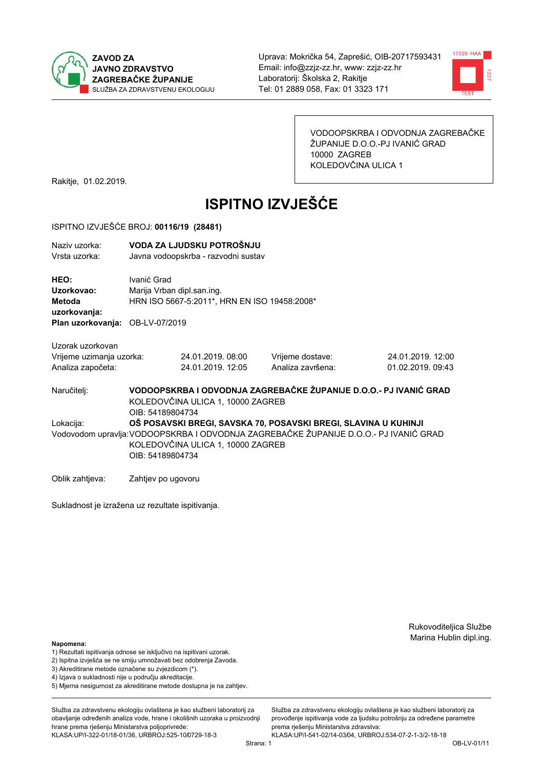**ZAVOD ZA JAVNO ZDRAVSTVO ZAGREBAČKE ŽUPANIJE**
SLUŽBA ZA ZDRAVSTVENU EKOLOGIJU

Uprava: Mokrička 54, Zaprešić, OIB-20717593431
Email: info@zzjz-zz.hr, www: zzjz-zz.hr
Laboratorij: Školska 2, Rakitje
Tel: 01 2889 058, Fax: 01 3323 171

VODOOPSKRBA I ODVODNJA ZAGREBAČKE ŽUPANIJE D.O.O.-PJ IVANIĆ GRAD
10000 ZAGREB
KOLEDOVČINA ULICA 1

Rakitje, 01.02.2019.

# ISPITNO IZVJEŠĆE

ISPITNO IZVJEŠĆE BROJ: **00116/19 (28481)**

Naziv uzorka: **VODA ZA LJUDSKU POTROŠNJU**
Vrsta uzorka: Javna vodoopskrba - razvodni sustav

**HEO:** Ivanić Grad
**Uzorkovao:** Marija Vrban dipl.san.ing.
**Metoda uzorkovanja:** HRN ISO 5667-5:2011*, HRN EN ISO 19458:2008*
**Plan uzorkovanja:** OB-LV-07/2019

Uzorak uzorkovan

| | | | |
|---|---|---|---|
| Vrijeme uzimanja uzorka: | 24.01.2019. 08:00 | Vrijeme dostave: | 24.01.2019. 12:00 |
| Analiza započeta: | 24.01.2019. 12:05 | Analiza završena: | 01.02.2019. 09:43 |

Naručitelj: **VODOOPSKRBA I ODVODNJA ZAGREBAČKE ŽUPANIJE D.O.O.- PJ IVANIĆ GRAD**
KOLEDOVČINA ULICA 1, 10000 ZAGREB
OIB: 54189804734

Lokacija: **OŠ POSAVSKI BREGI, SAVSKA 70, POSAVSKI BREGI, SLAVINA U KUHINJI**

Vodovodom upravlja: VODOOPSKRBA I ODVODNJA ZAGREBAČKE ŽUPANIJE D.O.O.- PJ IVANIĆ GRAD
KOLEDOVČINA ULICA 1, 10000 ZAGREB
OIB: 54189804734

Oblik zahtjeva: Zahtjev po ugovoru

Sukladnost je izražena uz rezultate ispitivanja.

Rukovoditeljica Službe
Marina Hublin dipl.ing.

**Napomena:**
1) Rezultati ispitivanja odnose se isključivo na ispitivani uzorak.
2) Ispitna izvješća se ne smiju umnožavati bez odobrenja Zavoda.
3) Akreditirane metode označene su zvjezdicom (*).
4) Izjava o sukladnosti nije u području akreditacije.
5) Mjerna nesigurnost za akreditirane metode dostupna je na zahtjev.

Služba za zdravstvenu ekologiju ovlaštena je kao službeni laboratorij za obavljanje određenih analiza vode, hrane i okolišnih uzoraka u proizvodnji hrane prema rješenju Ministarstva poljoprivrede: KLASA:UP/I-322-01/18-01/36, URBROJ:525-10/0729-18-3

Služba za zdravstvenu ekologiju ovlaštena je kao službeni laboratorij za provođenje ispitivanja vode za ljudsku potrošnju za određene parametre prema rješenju Ministarstva zdravstva: KLASA:UP/I-541-02/14-03/04, URBROJ:534-07-2-1-3/2-18-18

OB-LV-01/11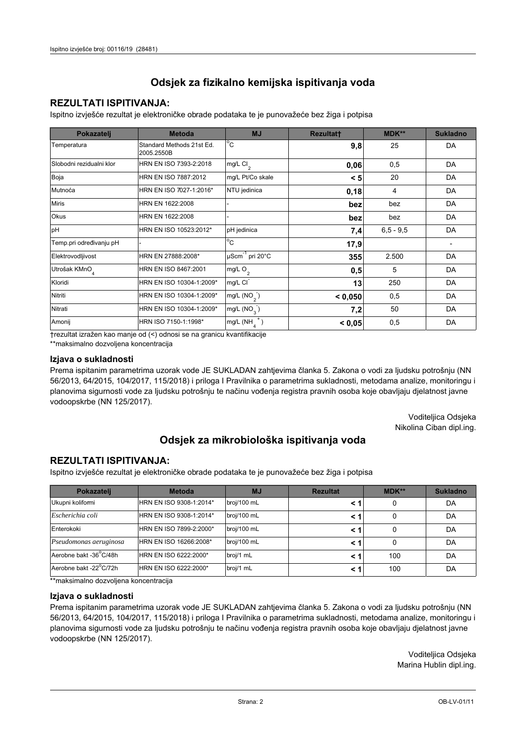## Odsjek za fizikalno kemijska ispitivanja voda

### REZULTATI ISPITIVANJA:

Ispitno izvješće rezultat je elektroničke obrade podataka te je punovažeće bez žiga i potpisa

| Pokazatelj | Metoda | MJ | Rezultat† | MDK** | Sukladno |
|---|---|---|---|---|---|
| Temperatura | Standard Methods 21st Ed. 2005.2550B | $^{o}C$ | **9,8** | 25 | DA |
| Slobodni rezidualni klor | HRN EN ISO 7393-2:2018 | mg/L $Cl_2$ | **0,06** | 0,5 | DA |
| Boja | HRN EN ISO 7887:2012 | mg/L Pt/Co skale | **< 5** | 20 | DA |
| Mutnoća | HRN EN ISO 7027-1:2016* | NTU jedinica | **0,18** | 4 | DA |
| Miris | HRN EN 1622:2008 | - | **bez** | bez | DA |
| Okus | HRN EN 1622:2008 | - | **bez** | bez | DA |
| pH | HRN EN ISO 10523:2012* | pH jedinica | **7,4** | 6,5 - 9,5 | DA |
| Temp.pri određivanju pH | - | $^{o}C$ | **17,9** | | - |
| Elektrovodljivost | HRN EN 27888:2008* | $\mu Scm^{-1}$ pri 20°C | **355** | 2.500 | DA |
| Utrošak $KMnO_4$ | HRN EN ISO 8467:2001 | mg/L $O_2$ | **0,5** | 5 | DA |
| Kloridi | HRN EN ISO 10304-1:2009* | mg/L $Cl^-$ | **13** | 250 | DA |
| Nitriti | HRN EN ISO 10304-1:2009* | mg/L $(NO_2^-)$ | **< 0,050** | 0,5 | DA |
| Nitrati | HRN EN ISO 10304-1:2009* | mg/L $(NO_3^-)$ | **7,2** | 50 | DA |
| Amonij | HRN ISO 7150-1:1998* | mg/L $(NH_4^+)$ | **< 0,05** | 0,5 | DA |

†rezultat izražen kao manje od (<) odnosi se na granicu kvantifikacije

**maksimalno dozvoljena koncentracija

### Izjava o sukladnosti

Prema ispitanim parametrima uzorak vode JE SUKLADAN zahtjevima članka 5. Zakona o vodi za ljudsku potrošnju (NN 56/2013, 64/2015, 104/2017, 115/2018) i priloga I Pravilnika o parametrima sukladnosti, metodama analize, monitoringu i planovima sigurnosti vode za ljudsku potrošnju te načinu vođenja registra pravnih osoba koje obavljaju djelatnost javne vodoopskrbe (NN 125/2017).

Voditeljica Odsjeka
Nikolina Ciban dipl.ing.

## Odsjek za mikrobiološka ispitivanja voda

### REZULTATI ISPITIVANJA:

Ispitno izvješće rezultat je elektroničke obrade podataka te je punovažeće bez žiga i potpisa

| Pokazatelj | Metoda | MJ | Rezultat | MDK** | Sukladno |
|---|---|---|---|---|---|
| Ukupni koliformi | HRN EN ISO 9308-1:2014* | broj/100 mL | **< 1** | 0 | DA |
| *Escherichia coli* | HRN EN ISO 9308-1:2014* | broj/100 mL | **< 1** | 0 | DA |
| Enterokoki | HRN EN ISO 7899-2:2000* | broj/100 mL | **< 1** | 0 | DA |
| *Pseudomonas aeruginosa* | HRN EN ISO 16266:2008* | broj/100 mL | **< 1** | 0 | DA |
| Aerobne bakt -36°C/48h | HRN EN ISO 6222:2000* | broj/1 mL | **< 1** | 100 | DA |
| Aerobne bakt -22°C/72h | HRN EN ISO 6222:2000* | broj/1 mL | **< 1** | 100 | DA |

**maksimalno dozvoljena koncentracija

### Izjava o sukladnosti

Prema ispitanim parametrima uzorak vode JE SUKLADAN zahtjevima članka 5. Zakona o vodi za ljudsku potrošnju (NN 56/2013, 64/2015, 104/2017, 115/2018) i priloga I Pravilnika o parametrima sukladnosti, metodama analize, monitoringu i planovima sigurnosti vode za ljudsku potrošnju te načinu vođenja registra pravnih osoba koje obavljaju djelatnost javne vodoopskrbe (NN 125/2017).

Voditeljica Odsjeka
Marina Hublin dipl.ing.